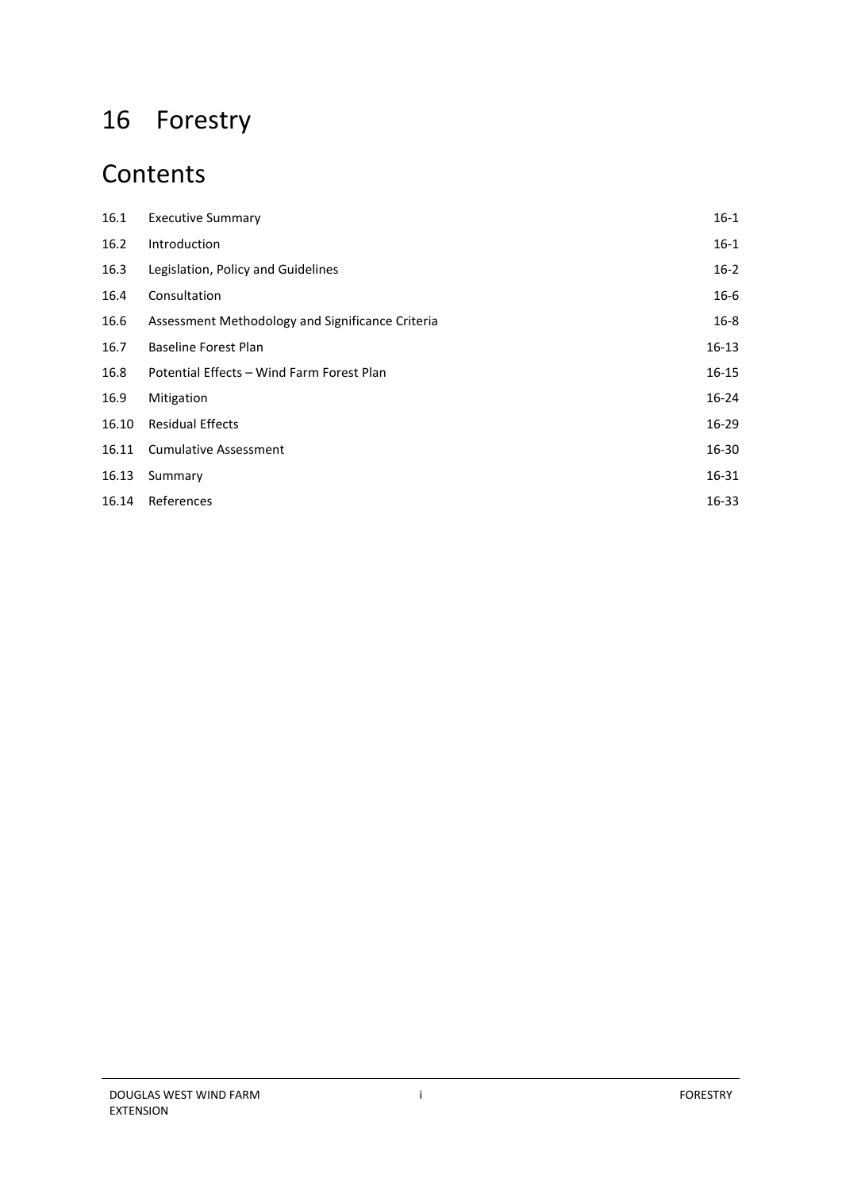# 16 Forestry

## Contents

| | | |
|---|---|---|
| 16.1 | Executive Summary | 16-1 |
| 16.2 | Introduction | 16-1 |
| 16.3 | Legislation, Policy and Guidelines | 16-2 |
| 16.4 | Consultation | 16-6 |
| 16.6 | Assessment Methodology and Significance Criteria | 16-8 |
| 16.7 | Baseline Forest Plan | 16-13 |
| 16.8 | Potential Effects – Wind Farm Forest Plan | 16-15 |
| 16.9 | Mitigation | 16-24 |
| 16.10 | Residual Effects | 16-29 |
| 16.11 | Cumulative Assessment | 16-30 |
| 16.13 | Summary | 16-31 |
| 16.14 | References | 16-33 |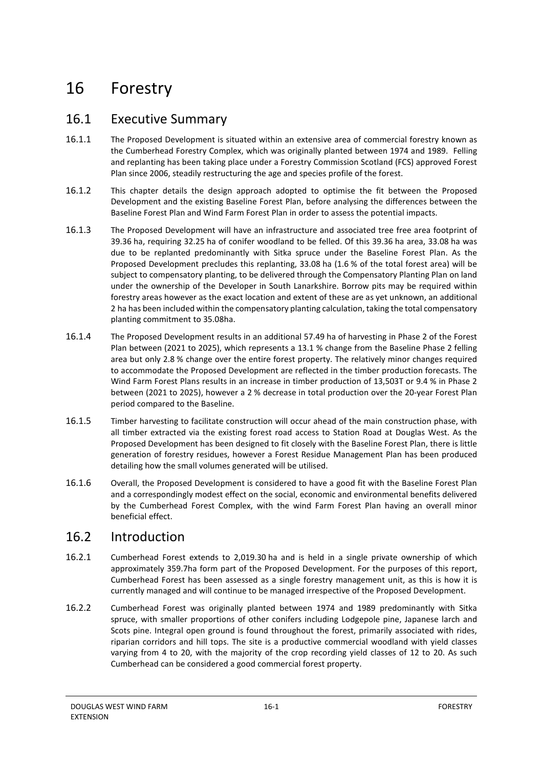# 16 Forestry

## 16.1 Executive Summary

16.1.1 The Proposed Development is situated within an extensive area of commercial forestry known as the Cumberhead Forestry Complex, which was originally planted between 1974 and 1989. Felling and replanting has been taking place under a Forestry Commission Scotland (FCS) approved Forest Plan since 2006, steadily restructuring the age and species profile of the forest.

16.1.2 This chapter details the design approach adopted to optimise the fit between the Proposed Development and the existing Baseline Forest Plan, before analysing the differences between the Baseline Forest Plan and Wind Farm Forest Plan in order to assess the potential impacts.

16.1.3 The Proposed Development will have an infrastructure and associated tree free area footprint of 39.36 ha, requiring 32.25 ha of conifer woodland to be felled. Of this 39.36 ha area, 33.08 ha was due to be replanted predominantly with Sitka spruce under the Baseline Forest Plan. As the Proposed Development precludes this replanting, 33.08 ha (1.6 % of the total forest area) will be subject to compensatory planting, to be delivered through the Compensatory Planting Plan on land under the ownership of the Developer in South Lanarkshire. Borrow pits may be required within forestry areas however as the exact location and extent of these are as yet unknown, an additional 2 ha has been included within the compensatory planting calculation, taking the total compensatory planting commitment to 35.08ha.

16.1.4 The Proposed Development results in an additional 57.49 ha of harvesting in Phase 2 of the Forest Plan between (2021 to 2025), which represents a 13.1 % change from the Baseline Phase 2 felling area but only 2.8 % change over the entire forest property. The relatively minor changes required to accommodate the Proposed Development are reflected in the timber production forecasts. The Wind Farm Forest Plans results in an increase in timber production of 13,503T or 9.4 % in Phase 2 between (2021 to 2025), however a 2 % decrease in total production over the 20-year Forest Plan period compared to the Baseline.

16.1.5 Timber harvesting to facilitate construction will occur ahead of the main construction phase, with all timber extracted via the existing forest road access to Station Road at Douglas West. As the Proposed Development has been designed to fit closely with the Baseline Forest Plan, there is little generation of forestry residues, however a Forest Residue Management Plan has been produced detailing how the small volumes generated will be utilised.

16.1.6 Overall, the Proposed Development is considered to have a good fit with the Baseline Forest Plan and a correspondingly modest effect on the social, economic and environmental benefits delivered by the Cumberhead Forest Complex, with the wind Farm Forest Plan having an overall minor beneficial effect.

## 16.2 Introduction

16.2.1 Cumberhead Forest extends to 2,019.30 ha and is held in a single private ownership of which approximately 359.7ha form part of the Proposed Development. For the purposes of this report, Cumberhead Forest has been assessed as a single forestry management unit, as this is how it is currently managed and will continue to be managed irrespective of the Proposed Development.

16.2.2 Cumberhead Forest was originally planted between 1974 and 1989 predominantly with Sitka spruce, with smaller proportions of other conifers including Lodgepole pine, Japanese larch and Scots pine. Integral open ground is found throughout the forest, primarily associated with rides, riparian corridors and hill tops. The site is a productive commercial woodland with yield classes varying from 4 to 20, with the majority of the crop recording yield classes of 12 to 20. As such Cumberhead can be considered a good commercial forest property.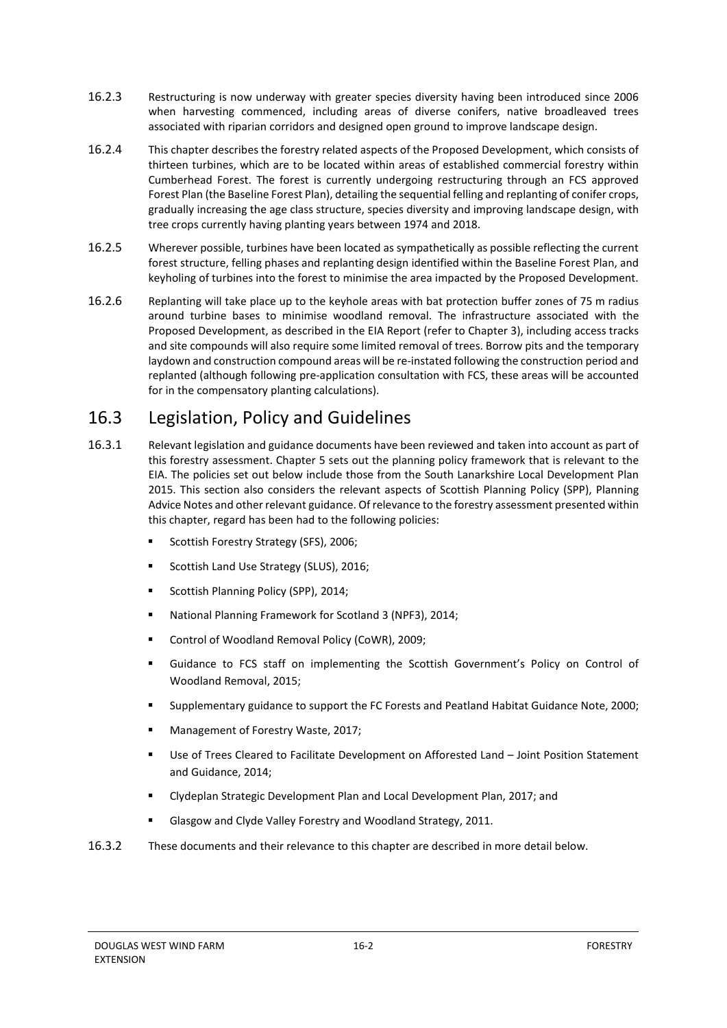16.2.3 Restructuring is now underway with greater species diversity having been introduced since 2006 when harvesting commenced, including areas of diverse conifers, native broadleaved trees associated with riparian corridors and designed open ground to improve landscape design.

16.2.4 This chapter describes the forestry related aspects of the Proposed Development, which consists of thirteen turbines, which are to be located within areas of established commercial forestry within Cumberhead Forest. The forest is currently undergoing restructuring through an FCS approved Forest Plan (the Baseline Forest Plan), detailing the sequential felling and replanting of conifer crops, gradually increasing the age class structure, species diversity and improving landscape design, with tree crops currently having planting years between 1974 and 2018.

16.2.5 Wherever possible, turbines have been located as sympathetically as possible reflecting the current forest structure, felling phases and replanting design identified within the Baseline Forest Plan, and keyholing of turbines into the forest to minimise the area impacted by the Proposed Development.

16.2.6 Replanting will take place up to the keyhole areas with bat protection buffer zones of 75 m radius around turbine bases to minimise woodland removal. The infrastructure associated with the Proposed Development, as described in the EIA Report (refer to Chapter 3), including access tracks and site compounds will also require some limited removal of trees. Borrow pits and the temporary laydown and construction compound areas will be re-instated following the construction period and replanted (although following pre-application consultation with FCS, these areas will be accounted for in the compensatory planting calculations).

## 16.3 Legislation, Policy and Guidelines

16.3.1 Relevant legislation and guidance documents have been reviewed and taken into account as part of this forestry assessment. Chapter 5 sets out the planning policy framework that is relevant to the EIA. The policies set out below include those from the South Lanarkshire Local Development Plan 2015. This section also considers the relevant aspects of Scottish Planning Policy (SPP), Planning Advice Notes and other relevant guidance. Of relevance to the forestry assessment presented within this chapter, regard has been had to the following policies:

- Scottish Forestry Strategy (SFS), 2006;
- Scottish Land Use Strategy (SLUS), 2016;
- Scottish Planning Policy (SPP), 2014;
- National Planning Framework for Scotland 3 (NPF3), 2014;
- Control of Woodland Removal Policy (CoWR), 2009;
- Guidance to FCS staff on implementing the Scottish Government's Policy on Control of Woodland Removal, 2015;
- Supplementary guidance to support the FC Forests and Peatland Habitat Guidance Note, 2000;
- Management of Forestry Waste, 2017;
- Use of Trees Cleared to Facilitate Development on Afforested Land – Joint Position Statement and Guidance, 2014;
- Clydeplan Strategic Development Plan and Local Development Plan, 2017; and
- Glasgow and Clyde Valley Forestry and Woodland Strategy, 2011.

16.3.2 These documents and their relevance to this chapter are described in more detail below.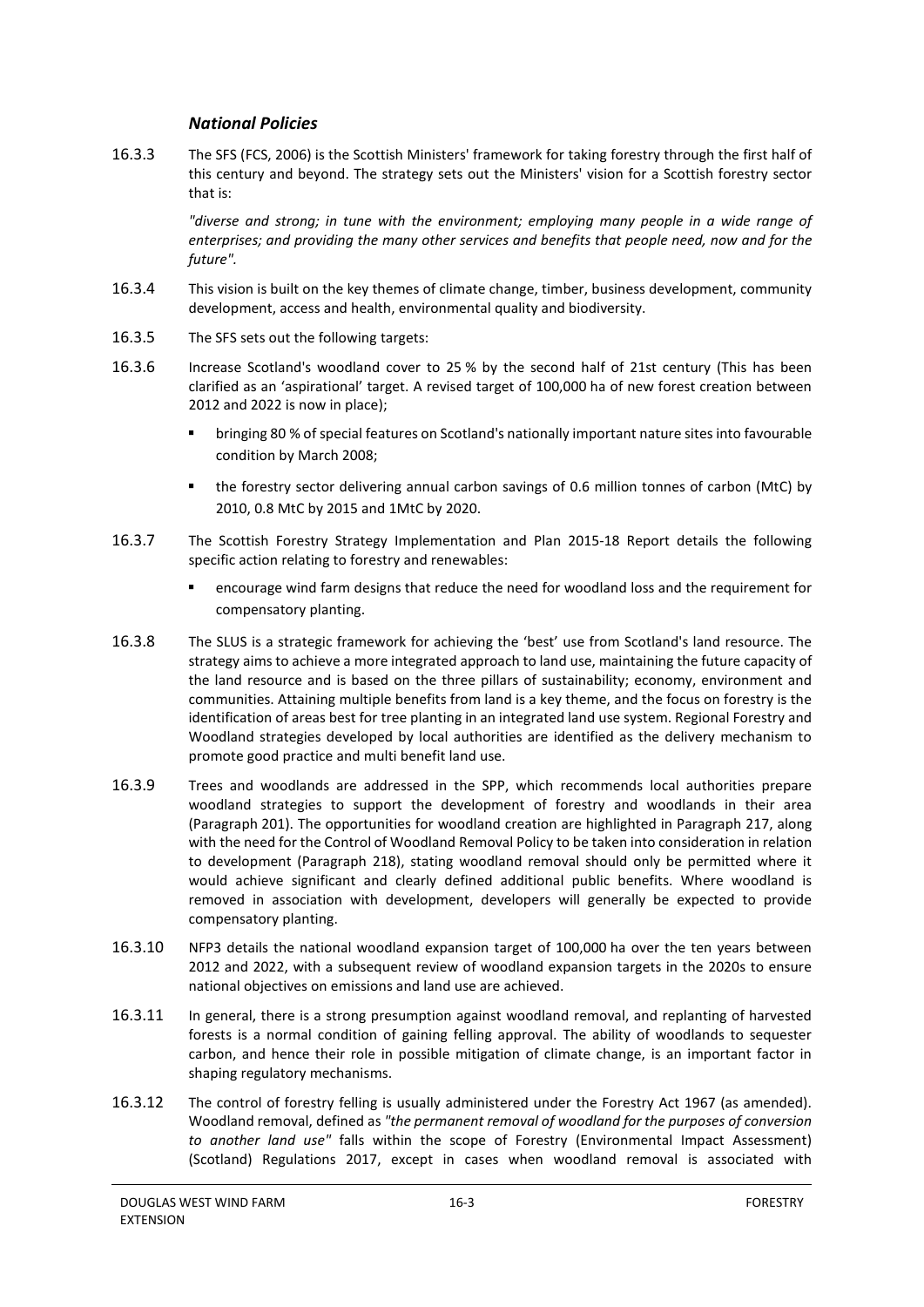### *National Policies*

16.3.3 The SFS (FCS, 2006) is the Scottish Ministers' framework for taking forestry through the first half of this century and beyond. The strategy sets out the Ministers' vision for a Scottish forestry sector that is:

*"diverse and strong; in tune with the environment; employing many people in a wide range of enterprises; and providing the many other services and benefits that people need, now and for the future".*

16.3.4 This vision is built on the key themes of climate change, timber, business development, community development, access and health, environmental quality and biodiversity.

16.3.5 The SFS sets out the following targets:

16.3.6 Increase Scotland's woodland cover to 25 % by the second half of 21st century (This has been clarified as an 'aspirational' target. A revised target of 100,000 ha of new forest creation between 2012 and 2022 is now in place);

- bringing 80 % of special features on Scotland's nationally important nature sites into favourable condition by March 2008;
- the forestry sector delivering annual carbon savings of 0.6 million tonnes of carbon (MtC) by 2010, 0.8 MtC by 2015 and 1MtC by 2020.

16.3.7 The Scottish Forestry Strategy Implementation and Plan 2015-18 Report details the following specific action relating to forestry and renewables:

- encourage wind farm designs that reduce the need for woodland loss and the requirement for compensatory planting.

16.3.8 The SLUS is a strategic framework for achieving the 'best' use from Scotland's land resource. The strategy aims to achieve a more integrated approach to land use, maintaining the future capacity of the land resource and is based on the three pillars of sustainability; economy, environment and communities. Attaining multiple benefits from land is a key theme, and the focus on forestry is the identification of areas best for tree planting in an integrated land use system. Regional Forestry and Woodland strategies developed by local authorities are identified as the delivery mechanism to promote good practice and multi benefit land use.

16.3.9 Trees and woodlands are addressed in the SPP, which recommends local authorities prepare woodland strategies to support the development of forestry and woodlands in their area (Paragraph 201). The opportunities for woodland creation are highlighted in Paragraph 217, along with the need for the Control of Woodland Removal Policy to be taken into consideration in relation to development (Paragraph 218), stating woodland removal should only be permitted where it would achieve significant and clearly defined additional public benefits. Where woodland is removed in association with development, developers will generally be expected to provide compensatory planting.

16.3.10 NFP3 details the national woodland expansion target of 100,000 ha over the ten years between 2012 and 2022, with a subsequent review of woodland expansion targets in the 2020s to ensure national objectives on emissions and land use are achieved.

16.3.11 In general, there is a strong presumption against woodland removal, and replanting of harvested forests is a normal condition of gaining felling approval. The ability of woodlands to sequester carbon, and hence their role in possible mitigation of climate change, is an important factor in shaping regulatory mechanisms.

16.3.12 The control of forestry felling is usually administered under the Forestry Act 1967 (as amended). Woodland removal, defined as *"the permanent removal of woodland for the purposes of conversion to another land use"* falls within the scope of Forestry (Environmental Impact Assessment) (Scotland) Regulations 2017, except in cases when woodland removal is associated with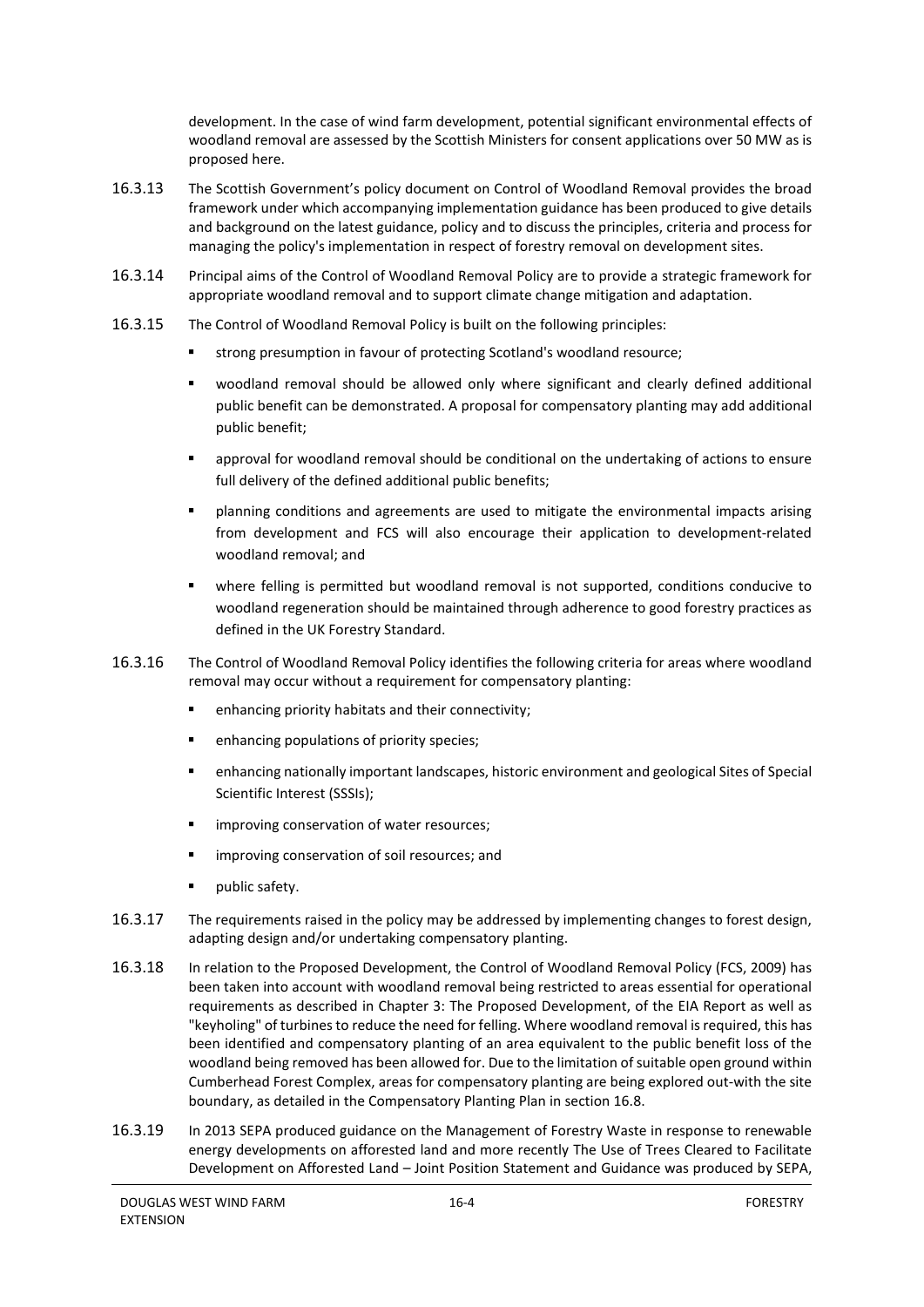development. In the case of wind farm development, potential significant environmental effects of woodland removal are assessed by the Scottish Ministers for consent applications over 50 MW as is proposed here.

16.3.13 The Scottish Government's policy document on Control of Woodland Removal provides the broad framework under which accompanying implementation guidance has been produced to give details and background on the latest guidance, policy and to discuss the principles, criteria and process for managing the policy's implementation in respect of forestry removal on development sites.

16.3.14 Principal aims of the Control of Woodland Removal Policy are to provide a strategic framework for appropriate woodland removal and to support climate change mitigation and adaptation.

16.3.15 The Control of Woodland Removal Policy is built on the following principles:

- strong presumption in favour of protecting Scotland's woodland resource;
- woodland removal should be allowed only where significant and clearly defined additional public benefit can be demonstrated. A proposal for compensatory planting may add additional public benefit;
- approval for woodland removal should be conditional on the undertaking of actions to ensure full delivery of the defined additional public benefits;
- planning conditions and agreements are used to mitigate the environmental impacts arising from development and FCS will also encourage their application to development-related woodland removal; and
- where felling is permitted but woodland removal is not supported, conditions conducive to woodland regeneration should be maintained through adherence to good forestry practices as defined in the UK Forestry Standard.

16.3.16 The Control of Woodland Removal Policy identifies the following criteria for areas where woodland removal may occur without a requirement for compensatory planting:

- enhancing priority habitats and their connectivity;
- enhancing populations of priority species;
- enhancing nationally important landscapes, historic environment and geological Sites of Special Scientific Interest (SSSIs);
- improving conservation of water resources;
- improving conservation of soil resources; and
- public safety.

16.3.17 The requirements raised in the policy may be addressed by implementing changes to forest design, adapting design and/or undertaking compensatory planting.

16.3.18 In relation to the Proposed Development, the Control of Woodland Removal Policy (FCS, 2009) has been taken into account with woodland removal being restricted to areas essential for operational requirements as described in Chapter 3: The Proposed Development, of the EIA Report as well as "keyholing" of turbines to reduce the need for felling. Where woodland removal is required, this has been identified and compensatory planting of an area equivalent to the public benefit loss of the woodland being removed has been allowed for. Due to the limitation of suitable open ground within Cumberhead Forest Complex, areas for compensatory planting are being explored out-with the site boundary, as detailed in the Compensatory Planting Plan in section 16.8.

16.3.19 In 2013 SEPA produced guidance on the Management of Forestry Waste in response to renewable energy developments on afforested land and more recently The Use of Trees Cleared to Facilitate Development on Afforested Land – Joint Position Statement and Guidance was produced by SEPA,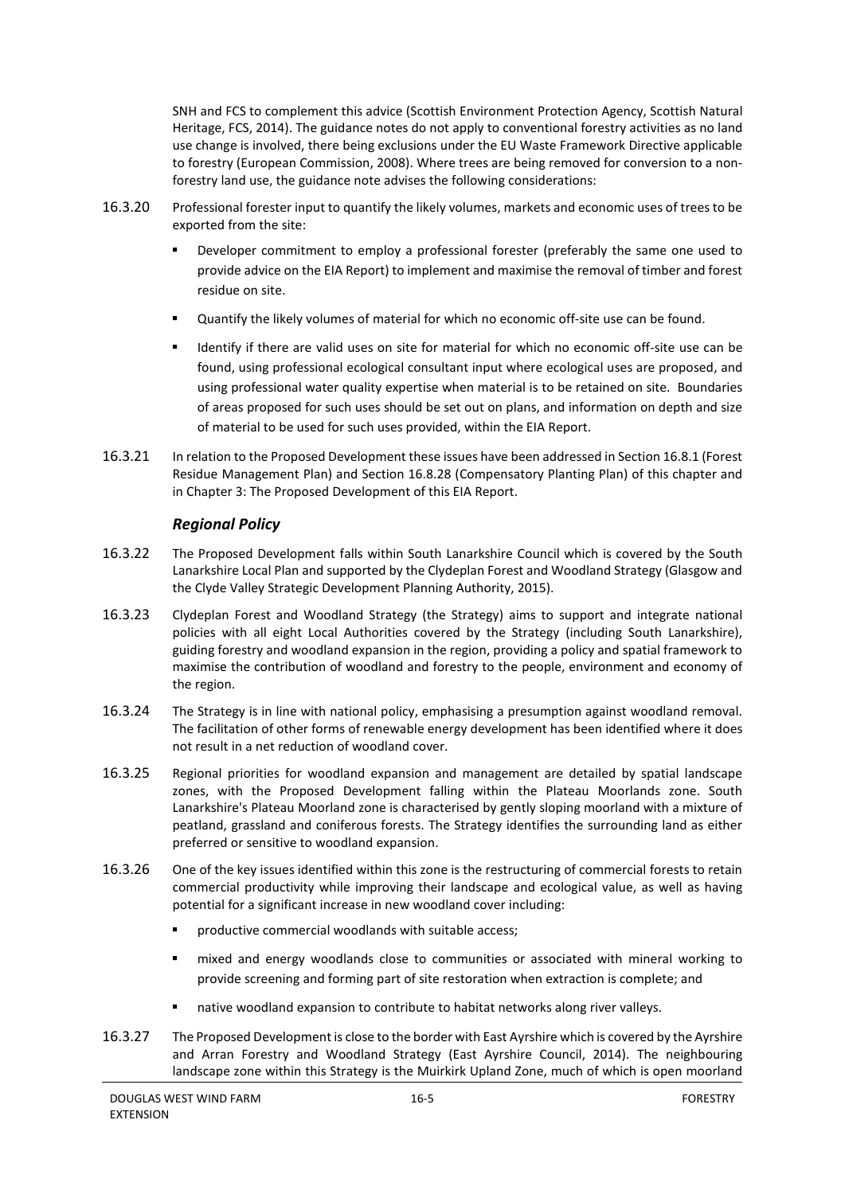SNH and FCS to complement this advice (Scottish Environment Protection Agency, Scottish Natural Heritage, FCS, 2014). The guidance notes do not apply to conventional forestry activities as no land use change is involved, there being exclusions under the EU Waste Framework Directive applicable to forestry (European Commission, 2008). Where trees are being removed for conversion to a non-forestry land use, the guidance note advises the following considerations:

16.3.20 Professional forester input to quantify the likely volumes, markets and economic uses of trees to be exported from the site:

- Developer commitment to employ a professional forester (preferably the same one used to provide advice on the EIA Report) to implement and maximise the removal of timber and forest residue on site.
- Quantify the likely volumes of material for which no economic off-site use can be found.
- Identify if there are valid uses on site for material for which no economic off-site use can be found, using professional ecological consultant input where ecological uses are proposed, and using professional water quality expertise when material is to be retained on site. Boundaries of areas proposed for such uses should be set out on plans, and information on depth and size of material to be used for such uses provided, within the EIA Report.

16.3.21 In relation to the Proposed Development these issues have been addressed in Section 16.8.1 (Forest Residue Management Plan) and Section 16.8.28 (Compensatory Planting Plan) of this chapter and in Chapter 3: The Proposed Development of this EIA Report.

### *Regional Policy*

16.3.22 The Proposed Development falls within South Lanarkshire Council which is covered by the South Lanarkshire Local Plan and supported by the Clydeplan Forest and Woodland Strategy (Glasgow and the Clyde Valley Strategic Development Planning Authority, 2015).

16.3.23 Clydeplan Forest and Woodland Strategy (the Strategy) aims to support and integrate national policies with all eight Local Authorities covered by the Strategy (including South Lanarkshire), guiding forestry and woodland expansion in the region, providing a policy and spatial framework to maximise the contribution of woodland and forestry to the people, environment and economy of the region.

16.3.24 The Strategy is in line with national policy, emphasising a presumption against woodland removal. The facilitation of other forms of renewable energy development has been identified where it does not result in a net reduction of woodland cover.

16.3.25 Regional priorities for woodland expansion and management are detailed by spatial landscape zones, with the Proposed Development falling within the Plateau Moorlands zone. South Lanarkshire's Plateau Moorland zone is characterised by gently sloping moorland with a mixture of peatland, grassland and coniferous forests. The Strategy identifies the surrounding land as either preferred or sensitive to woodland expansion.

16.3.26 One of the key issues identified within this zone is the restructuring of commercial forests to retain commercial productivity while improving their landscape and ecological value, as well as having potential for a significant increase in new woodland cover including:

- productive commercial woodlands with suitable access;
- mixed and energy woodlands close to communities or associated with mineral working to provide screening and forming part of site restoration when extraction is complete; and
- native woodland expansion to contribute to habitat networks along river valleys.

16.3.27 The Proposed Development is close to the border with East Ayrshire which is covered by the Ayrshire and Arran Forestry and Woodland Strategy (East Ayrshire Council, 2014). The neighbouring landscape zone within this Strategy is the Muirkirk Upland Zone, much of which is open moorland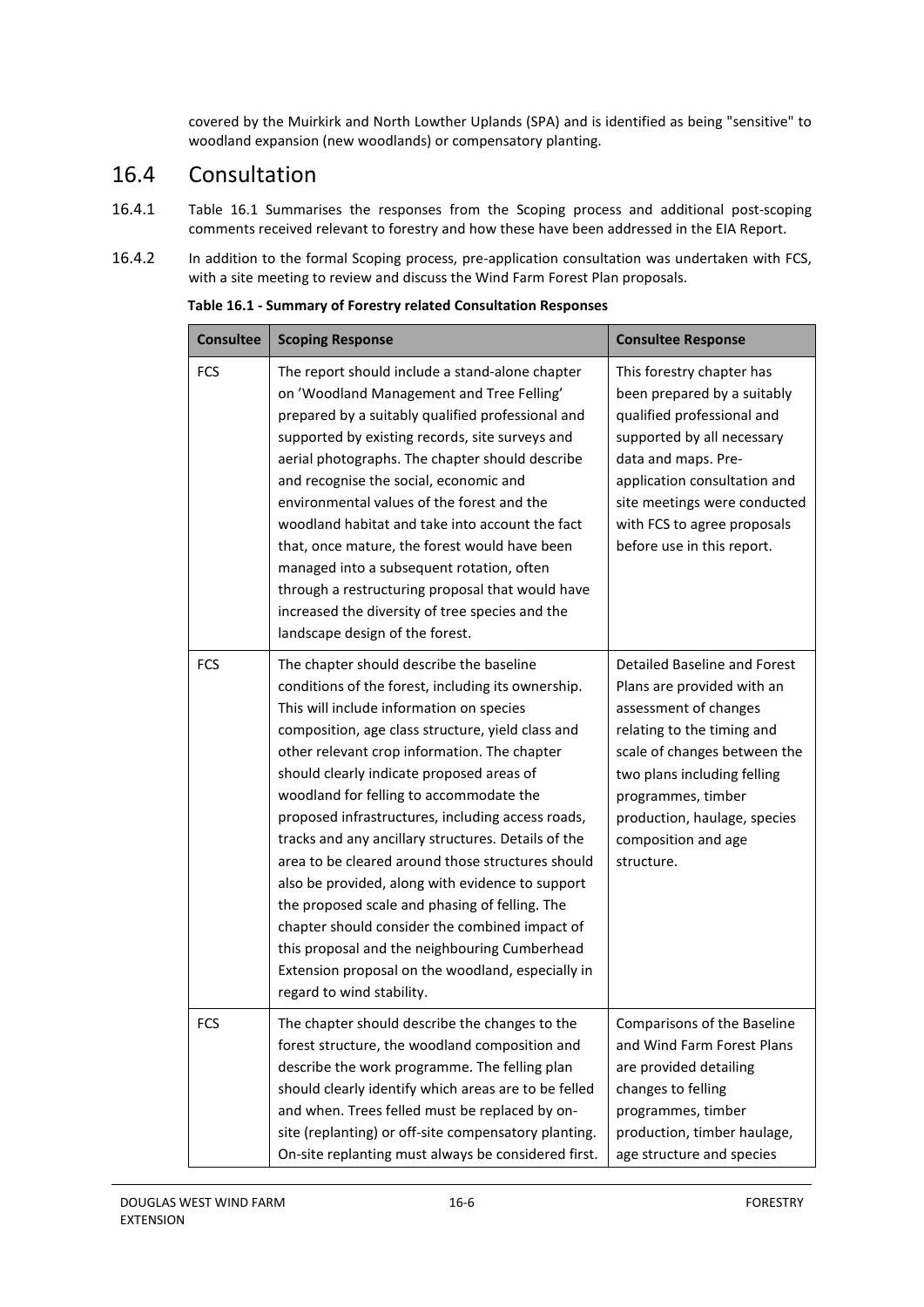covered by the Muirkirk and North Lowther Uplands (SPA) and is identified as being "sensitive" to woodland expansion (new woodlands) or compensatory planting.

## 16.4 Consultation

16.4.1 Table 16.1 Summarises the responses from the Scoping process and additional post-scoping comments received relevant to forestry and how these have been addressed in the EIA Report.

16.4.2 In addition to the formal Scoping process, pre-application consultation was undertaken with FCS, with a site meeting to review and discuss the Wind Farm Forest Plan proposals.

**Table 16.1 - Summary of Forestry related Consultation Responses**

| Consultee | Scoping Response | Consultee Response |
|---|---|---|
| FCS | The report should include a stand-alone chapter on 'Woodland Management and Tree Felling' prepared by a suitably qualified professional and supported by existing records, site surveys and aerial photographs. The chapter should describe and recognise the social, economic and environmental values of the forest and the woodland habitat and take into account the fact that, once mature, the forest would have been managed into a subsequent rotation, often through a restructuring proposal that would have increased the diversity of tree species and the landscape design of the forest. | This forestry chapter has been prepared by a suitably qualified professional and supported by all necessary data and maps. Pre-application consultation and site meetings were conducted with FCS to agree proposals before use in this report. |
| FCS | The chapter should describe the baseline conditions of the forest, including its ownership. This will include information on species composition, age class structure, yield class and other relevant crop information. The chapter should clearly indicate proposed areas of woodland for felling to accommodate the proposed infrastructures, including access roads, tracks and any ancillary structures. Details of the area to be cleared around those structures should also be provided, along with evidence to support the proposed scale and phasing of felling. The chapter should consider the combined impact of this proposal and the neighbouring Cumberhead Extension proposal on the woodland, especially in regard to wind stability. | Detailed Baseline and Forest Plans are provided with an assessment of changes relating to the timing and scale of changes between the two plans including felling programmes, timber production, haulage, species composition and age structure. |
| FCS | The chapter should describe the changes to the forest structure, the woodland composition and describe the work programme. The felling plan should clearly identify which areas are to be felled and when. Trees felled must be replaced by on-site (replanting) or off-site compensatory planting. On-site replanting must always be considered first. | Comparisons of the Baseline and Wind Farm Forest Plans are provided detailing changes to felling programmes, timber production, timber haulage, age structure and species |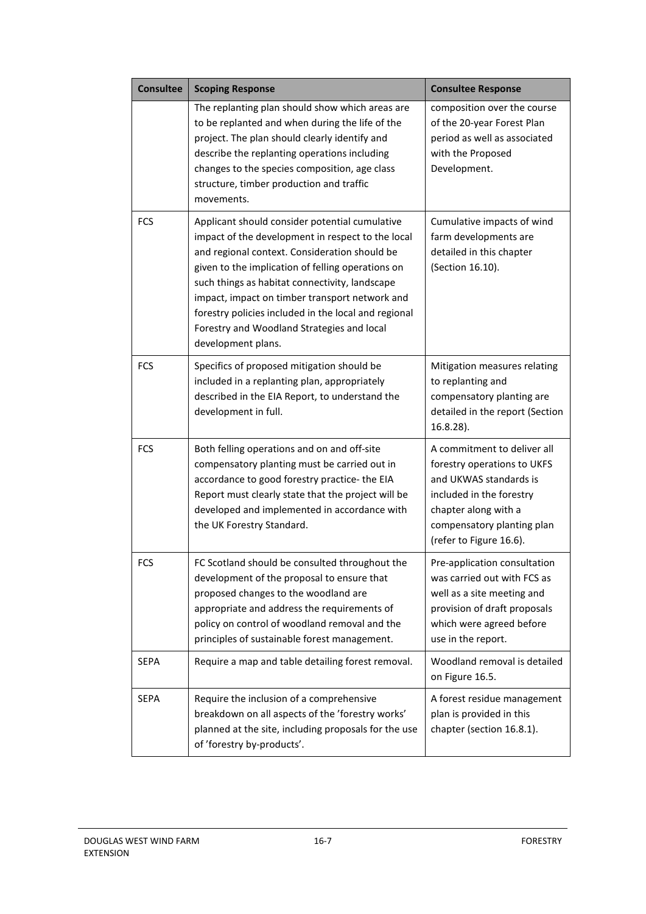| Consultee | Scoping Response | Consultee Response |
| --- | --- | --- |
| | The replanting plan should show which areas are to be replanted and when during the life of the project. The plan should clearly identify and describe the replanting operations including changes to the species composition, age class structure, timber production and traffic movements. | composition over the course of the 20-year Forest Plan period as well as associated with the Proposed Development. |
| FCS | Applicant should consider potential cumulative impact of the development in respect to the local and regional context. Consideration should be given to the implication of felling operations on such things as habitat connectivity, landscape impact, impact on timber transport network and forestry policies included in the local and regional Forestry and Woodland Strategies and local development plans. | Cumulative impacts of wind farm developments are detailed in this chapter (Section 16.10). |
| FCS | Specifics of proposed mitigation should be included in a replanting plan, appropriately described in the EIA Report, to understand the development in full. | Mitigation measures relating to replanting and compensatory planting are detailed in the report (Section 16.8.28). |
| FCS | Both felling operations and on and off-site compensatory planting must be carried out in accordance to good forestry practice- the EIA Report must clearly state that the project will be developed and implemented in accordance with the UK Forestry Standard. | A commitment to deliver all forestry operations to UKFS and UKWAS standards is included in the forestry chapter along with a compensatory planting plan (refer to Figure 16.6). |
| FCS | FC Scotland should be consulted throughout the development of the proposal to ensure that proposed changes to the woodland are appropriate and address the requirements of policy on control of woodland removal and the principles of sustainable forest management. | Pre-application consultation was carried out with FCS as well as a site meeting and provision of draft proposals which were agreed before use in the report. |
| SEPA | Require a map and table detailing forest removal. | Woodland removal is detailed on Figure 16.5. |
| SEPA | Require the inclusion of a comprehensive breakdown on all aspects of the 'forestry works' planned at the site, including proposals for the use of 'forestry by-products'. | A forest residue management plan is provided in this chapter (section 16.8.1). |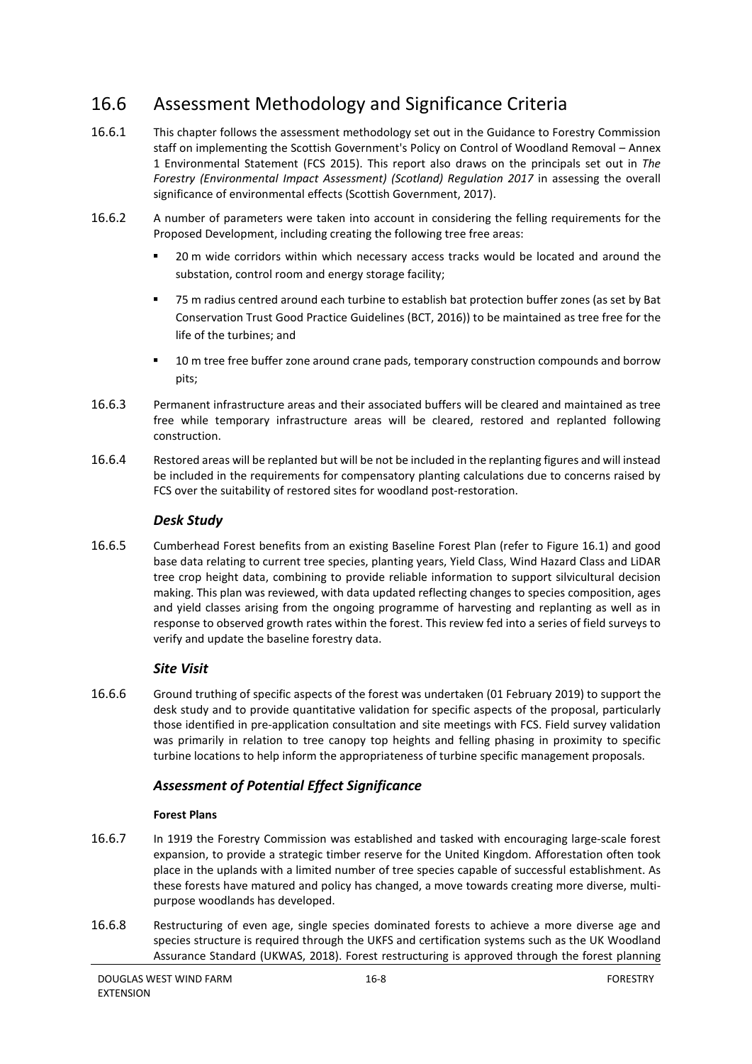## 16.6 Assessment Methodology and Significance Criteria

16.6.1 This chapter follows the assessment methodology set out in the Guidance to Forestry Commission staff on implementing the Scottish Government's Policy on Control of Woodland Removal – Annex 1 Environmental Statement (FCS 2015). This report also draws on the principals set out in *The Forestry (Environmental Impact Assessment) (Scotland) Regulation 2017* in assessing the overall significance of environmental effects (Scottish Government, 2017).

16.6.2 A number of parameters were taken into account in considering the felling requirements for the Proposed Development, including creating the following tree free areas:

- 20 m wide corridors within which necessary access tracks would be located and around the substation, control room and energy storage facility;
- 75 m radius centred around each turbine to establish bat protection buffer zones (as set by Bat Conservation Trust Good Practice Guidelines (BCT, 2016)) to be maintained as tree free for the life of the turbines; and
- 10 m tree free buffer zone around crane pads, temporary construction compounds and borrow pits;

16.6.3 Permanent infrastructure areas and their associated buffers will be cleared and maintained as tree free while temporary infrastructure areas will be cleared, restored and replanted following construction.

16.6.4 Restored areas will be replanted but will be not be included in the replanting figures and will instead be included in the requirements for compensatory planting calculations due to concerns raised by FCS over the suitability of restored sites for woodland post-restoration.

### *Desk Study*

16.6.5 Cumberhead Forest benefits from an existing Baseline Forest Plan (refer to Figure 16.1) and good base data relating to current tree species, planting years, Yield Class, Wind Hazard Class and LiDAR tree crop height data, combining to provide reliable information to support silvicultural decision making. This plan was reviewed, with data updated reflecting changes to species composition, ages and yield classes arising from the ongoing programme of harvesting and replanting as well as in response to observed growth rates within the forest. This review fed into a series of field surveys to verify and update the baseline forestry data.

### *Site Visit*

16.6.6 Ground truthing of specific aspects of the forest was undertaken (01 February 2019) to support the desk study and to provide quantitative validation for specific aspects of the proposal, particularly those identified in pre-application consultation and site meetings with FCS. Field survey validation was primarily in relation to tree canopy top heights and felling phasing in proximity to specific turbine locations to help inform the appropriateness of turbine specific management proposals.

### *Assessment of Potential Effect Significance*

#### **Forest Plans**

16.6.7 In 1919 the Forestry Commission was established and tasked with encouraging large-scale forest expansion, to provide a strategic timber reserve for the United Kingdom. Afforestation often took place in the uplands with a limited number of tree species capable of successful establishment. As these forests have matured and policy has changed, a move towards creating more diverse, multi-purpose woodlands has developed.

16.6.8 Restructuring of even age, single species dominated forests to achieve a more diverse age and species structure is required through the UKFS and certification systems such as the UK Woodland Assurance Standard (UKWAS, 2018). Forest restructuring is approved through the forest planning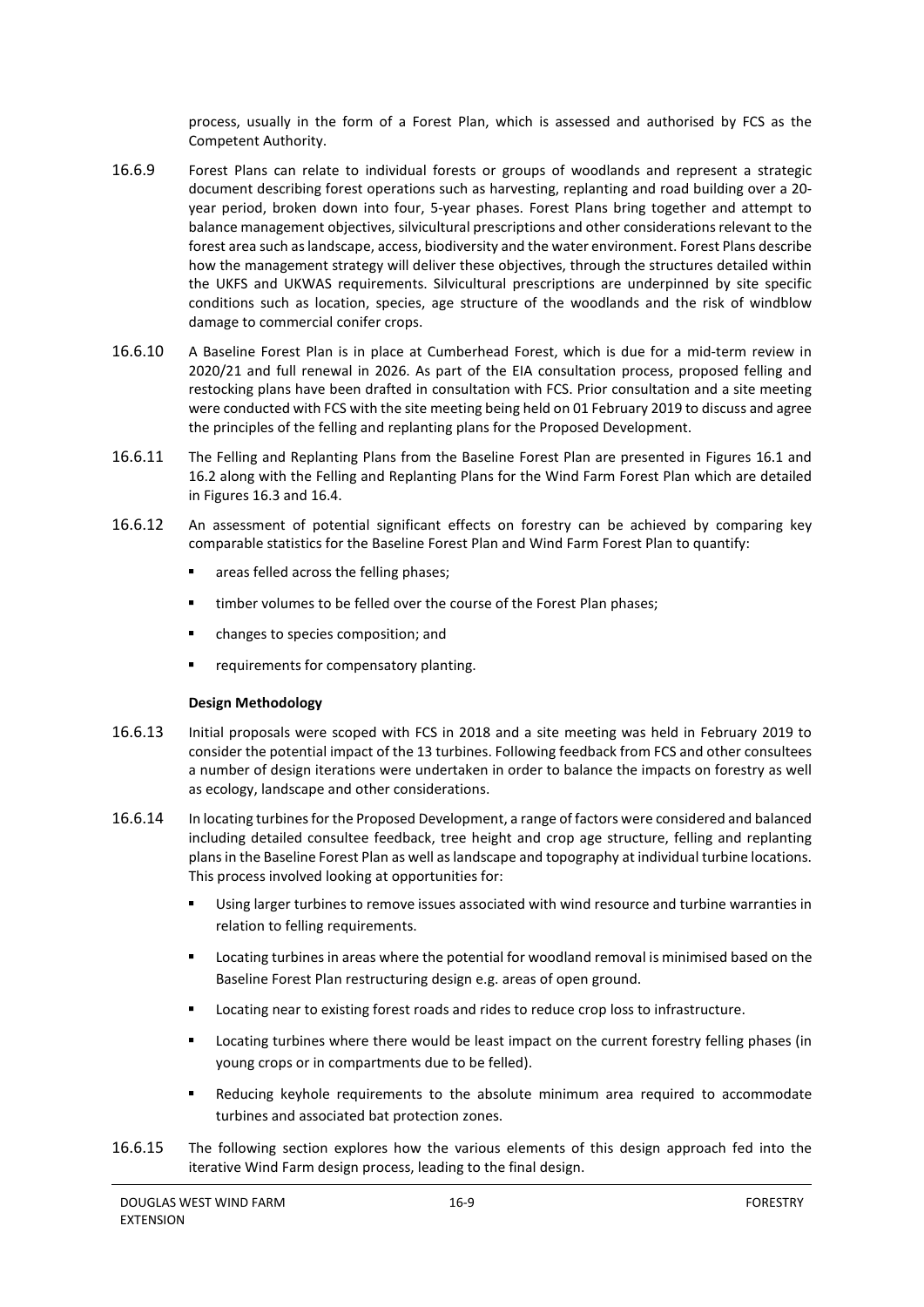process, usually in the form of a Forest Plan, which is assessed and authorised by FCS as the Competent Authority.

16.6.9 Forest Plans can relate to individual forests or groups of woodlands and represent a strategic document describing forest operations such as harvesting, replanting and road building over a 20-year period, broken down into four, 5-year phases. Forest Plans bring together and attempt to balance management objectives, silvicultural prescriptions and other considerations relevant to the forest area such as landscape, access, biodiversity and the water environment. Forest Plans describe how the management strategy will deliver these objectives, through the structures detailed within the UKFS and UKWAS requirements. Silvicultural prescriptions are underpinned by site specific conditions such as location, species, age structure of the woodlands and the risk of windblow damage to commercial conifer crops.

16.6.10 A Baseline Forest Plan is in place at Cumberhead Forest, which is due for a mid-term review in 2020/21 and full renewal in 2026. As part of the EIA consultation process, proposed felling and restocking plans have been drafted in consultation with FCS. Prior consultation and a site meeting were conducted with FCS with the site meeting being held on 01 February 2019 to discuss and agree the principles of the felling and replanting plans for the Proposed Development.

16.6.11 The Felling and Replanting Plans from the Baseline Forest Plan are presented in Figures 16.1 and 16.2 along with the Felling and Replanting Plans for the Wind Farm Forest Plan which are detailed in Figures 16.3 and 16.4.

16.6.12 An assessment of potential significant effects on forestry can be achieved by comparing key comparable statistics for the Baseline Forest Plan and Wind Farm Forest Plan to quantify:

- areas felled across the felling phases;
- timber volumes to be felled over the course of the Forest Plan phases;
- changes to species composition; and
- requirements for compensatory planting.

**Design Methodology**

16.6.13 Initial proposals were scoped with FCS in 2018 and a site meeting was held in February 2019 to consider the potential impact of the 13 turbines. Following feedback from FCS and other consultees a number of design iterations were undertaken in order to balance the impacts on forestry as well as ecology, landscape and other considerations.

16.6.14 In locating turbines for the Proposed Development, a range of factors were considered and balanced including detailed consultee feedback, tree height and crop age structure, felling and replanting plans in the Baseline Forest Plan as well as landscape and topography at individual turbine locations. This process involved looking at opportunities for:

- Using larger turbines to remove issues associated with wind resource and turbine warranties in relation to felling requirements.
- Locating turbines in areas where the potential for woodland removal is minimised based on the Baseline Forest Plan restructuring design e.g. areas of open ground.
- Locating near to existing forest roads and rides to reduce crop loss to infrastructure.
- Locating turbines where there would be least impact on the current forestry felling phases (in young crops or in compartments due to be felled).
- Reducing keyhole requirements to the absolute minimum area required to accommodate turbines and associated bat protection zones.

16.6.15 The following section explores how the various elements of this design approach fed into the iterative Wind Farm design process, leading to the final design.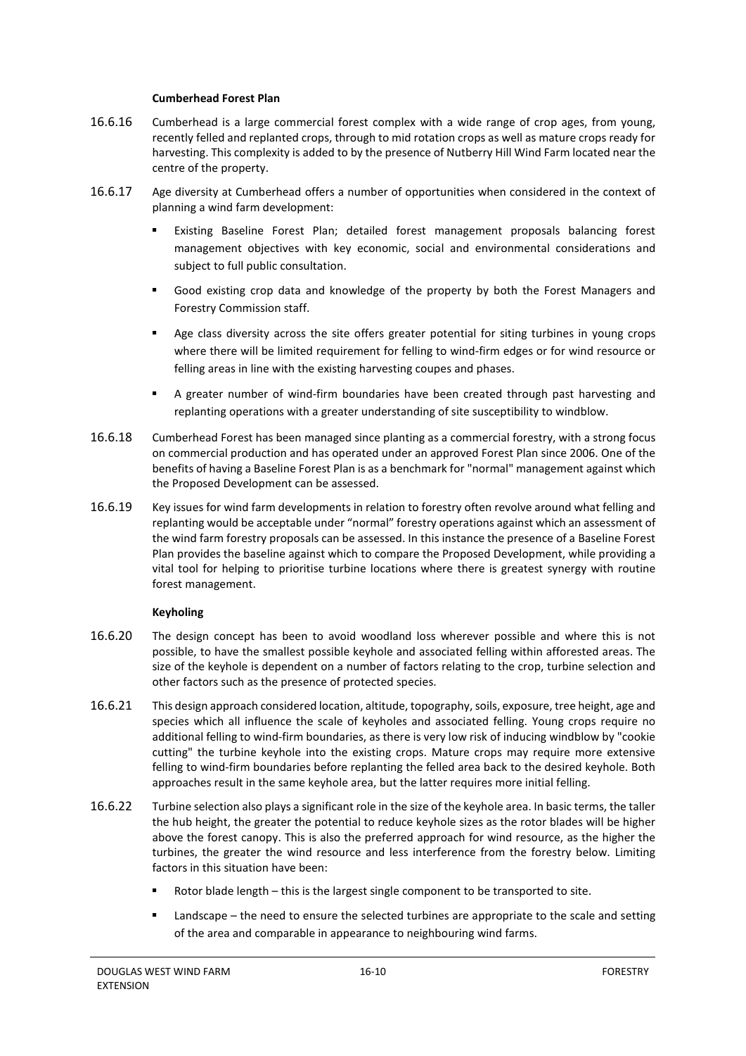**Cumberhead Forest Plan**

16.6.16 Cumberhead is a large commercial forest complex with a wide range of crop ages, from young, recently felled and replanted crops, through to mid rotation crops as well as mature crops ready for harvesting. This complexity is added to by the presence of Nutberry Hill Wind Farm located near the centre of the property.

16.6.17 Age diversity at Cumberhead offers a number of opportunities when considered in the context of planning a wind farm development:

- Existing Baseline Forest Plan; detailed forest management proposals balancing forest management objectives with key economic, social and environmental considerations and subject to full public consultation.
- Good existing crop data and knowledge of the property by both the Forest Managers and Forestry Commission staff.
- Age class diversity across the site offers greater potential for siting turbines in young crops where there will be limited requirement for felling to wind-firm edges or for wind resource or felling areas in line with the existing harvesting coupes and phases.
- A greater number of wind-firm boundaries have been created through past harvesting and replanting operations with a greater understanding of site susceptibility to windblow.

16.6.18 Cumberhead Forest has been managed since planting as a commercial forestry, with a strong focus on commercial production and has operated under an approved Forest Plan since 2006. One of the benefits of having a Baseline Forest Plan is as a benchmark for "normal" management against which the Proposed Development can be assessed.

16.6.19 Key issues for wind farm developments in relation to forestry often revolve around what felling and replanting would be acceptable under "normal" forestry operations against which an assessment of the wind farm forestry proposals can be assessed. In this instance the presence of a Baseline Forest Plan provides the baseline against which to compare the Proposed Development, while providing a vital tool for helping to prioritise turbine locations where there is greatest synergy with routine forest management.

**Keyholing**

16.6.20 The design concept has been to avoid woodland loss wherever possible and where this is not possible, to have the smallest possible keyhole and associated felling within afforested areas. The size of the keyhole is dependent on a number of factors relating to the crop, turbine selection and other factors such as the presence of protected species.

16.6.21 This design approach considered location, altitude, topography, soils, exposure, tree height, age and species which all influence the scale of keyholes and associated felling. Young crops require no additional felling to wind-firm boundaries, as there is very low risk of inducing windblow by "cookie cutting" the turbine keyhole into the existing crops. Mature crops may require more extensive felling to wind-firm boundaries before replanting the felled area back to the desired keyhole. Both approaches result in the same keyhole area, but the latter requires more initial felling.

16.6.22 Turbine selection also plays a significant role in the size of the keyhole area. In basic terms, the taller the hub height, the greater the potential to reduce keyhole sizes as the rotor blades will be higher above the forest canopy. This is also the preferred approach for wind resource, as the higher the turbines, the greater the wind resource and less interference from the forestry below. Limiting factors in this situation have been:

- Rotor blade length – this is the largest single component to be transported to site.
- Landscape – the need to ensure the selected turbines are appropriate to the scale and setting of the area and comparable in appearance to neighbouring wind farms.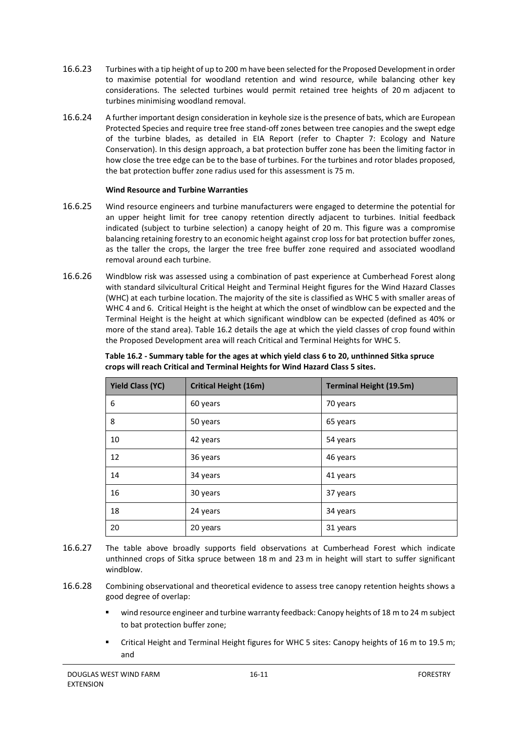16.6.23 Turbines with a tip height of up to 200 m have been selected for the Proposed Development in order to maximise potential for woodland retention and wind resource, while balancing other key considerations. The selected turbines would permit retained tree heights of 20 m adjacent to turbines minimising woodland removal.

16.6.24 A further important design consideration in keyhole size is the presence of bats, which are European Protected Species and require tree free stand-off zones between tree canopies and the swept edge of the turbine blades, as detailed in EIA Report (refer to Chapter 7: Ecology and Nature Conservation). In this design approach, a bat protection buffer zone has been the limiting factor in how close the tree edge can be to the base of turbines. For the turbines and rotor blades proposed, the bat protection buffer zone radius used for this assessment is 75 m.

**Wind Resource and Turbine Warranties**

16.6.25 Wind resource engineers and turbine manufacturers were engaged to determine the potential for an upper height limit for tree canopy retention directly adjacent to turbines. Initial feedback indicated (subject to turbine selection) a canopy height of 20 m. This figure was a compromise balancing retaining forestry to an economic height against crop loss for bat protection buffer zones, as the taller the crops, the larger the tree free buffer zone required and associated woodland removal around each turbine.

16.6.26 Windblow risk was assessed using a combination of past experience at Cumberhead Forest along with standard silvicultural Critical Height and Terminal Height figures for the Wind Hazard Classes (WHC) at each turbine location. The majority of the site is classified as WHC 5 with smaller areas of WHC 4 and 6. Critical Height is the height at which the onset of windblow can be expected and the Terminal Height is the height at which significant windblow can be expected (defined as 40% or more of the stand area). Table 16.2 details the age at which the yield classes of crop found within the Proposed Development area will reach Critical and Terminal Heights for WHC 5.

**Table 16.2 - Summary table for the ages at which yield class 6 to 20, unthinned Sitka spruce crops will reach Critical and Terminal Heights for Wind Hazard Class 5 sites.**

| Yield Class (YC) | Critical Height (16m) | Terminal Height (19.5m) |
|---|---|---|
| 6 | 60 years | 70 years |
| 8 | 50 years | 65 years |
| 10 | 42 years | 54 years |
| 12 | 36 years | 46 years |
| 14 | 34 years | 41 years |
| 16 | 30 years | 37 years |
| 18 | 24 years | 34 years |
| 20 | 20 years | 31 years |

16.6.27 The table above broadly supports field observations at Cumberhead Forest which indicate unthinned crops of Sitka spruce between 18 m and 23 m in height will start to suffer significant windblow.

16.6.28 Combining observational and theoretical evidence to assess tree canopy retention heights shows a good degree of overlap:

- wind resource engineer and turbine warranty feedback: Canopy heights of 18 m to 24 m subject to bat protection buffer zone;
- Critical Height and Terminal Height figures for WHC 5 sites: Canopy heights of 16 m to 19.5 m; and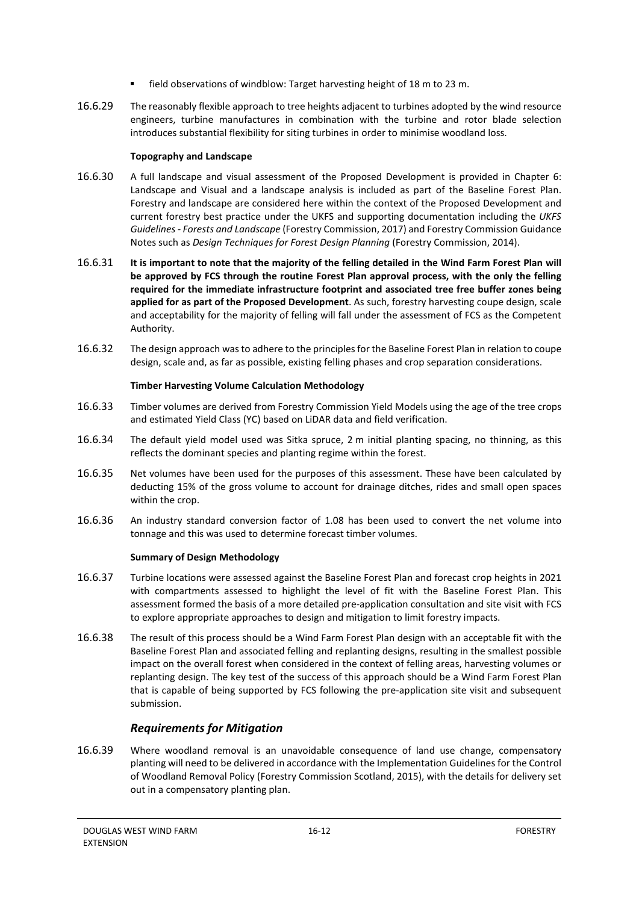- field observations of windblow: Target harvesting height of 18 m to 23 m.

16.6.29 The reasonably flexible approach to tree heights adjacent to turbines adopted by the wind resource engineers, turbine manufactures in combination with the turbine and rotor blade selection introduces substantial flexibility for siting turbines in order to minimise woodland loss.

**Topography and Landscape**

16.6.30 A full landscape and visual assessment of the Proposed Development is provided in Chapter 6: Landscape and Visual and a landscape analysis is included as part of the Baseline Forest Plan. Forestry and landscape are considered here within the context of the Proposed Development and current forestry best practice under the UKFS and supporting documentation including the *UKFS Guidelines - Forests and Landscape* (Forestry Commission, 2017) and Forestry Commission Guidance Notes such as *Design Techniques for Forest Design Planning* (Forestry Commission, 2014).

16.6.31 **It is important to note that the majority of the felling detailed in the Wind Farm Forest Plan will be approved by FCS through the routine Forest Plan approval process, with the only the felling required for the immediate infrastructure footprint and associated tree free buffer zones being applied for as part of the Proposed Development**. As such, forestry harvesting coupe design, scale and acceptability for the majority of felling will fall under the assessment of FCS as the Competent Authority.

16.6.32 The design approach was to adhere to the principles for the Baseline Forest Plan in relation to coupe design, scale and, as far as possible, existing felling phases and crop separation considerations.

**Timber Harvesting Volume Calculation Methodology**

16.6.33 Timber volumes are derived from Forestry Commission Yield Models using the age of the tree crops and estimated Yield Class (YC) based on LiDAR data and field verification.

16.6.34 The default yield model used was Sitka spruce, 2 m initial planting spacing, no thinning, as this reflects the dominant species and planting regime within the forest.

16.6.35 Net volumes have been used for the purposes of this assessment. These have been calculated by deducting 15% of the gross volume to account for drainage ditches, rides and small open spaces within the crop.

16.6.36 An industry standard conversion factor of 1.08 has been used to convert the net volume into tonnage and this was used to determine forecast timber volumes.

**Summary of Design Methodology**

16.6.37 Turbine locations were assessed against the Baseline Forest Plan and forecast crop heights in 2021 with compartments assessed to highlight the level of fit with the Baseline Forest Plan. This assessment formed the basis of a more detailed pre-application consultation and site visit with FCS to explore appropriate approaches to design and mitigation to limit forestry impacts.

16.6.38 The result of this process should be a Wind Farm Forest Plan design with an acceptable fit with the Baseline Forest Plan and associated felling and replanting designs, resulting in the smallest possible impact on the overall forest when considered in the context of felling areas, harvesting volumes or replanting design. The key test of the success of this approach should be a Wind Farm Forest Plan that is capable of being supported by FCS following the pre-application site visit and subsequent submission.

### *Requirements for Mitigation*

16.6.39 Where woodland removal is an unavoidable consequence of land use change, compensatory planting will need to be delivered in accordance with the Implementation Guidelines for the Control of Woodland Removal Policy (Forestry Commission Scotland, 2015), with the details for delivery set out in a compensatory planting plan.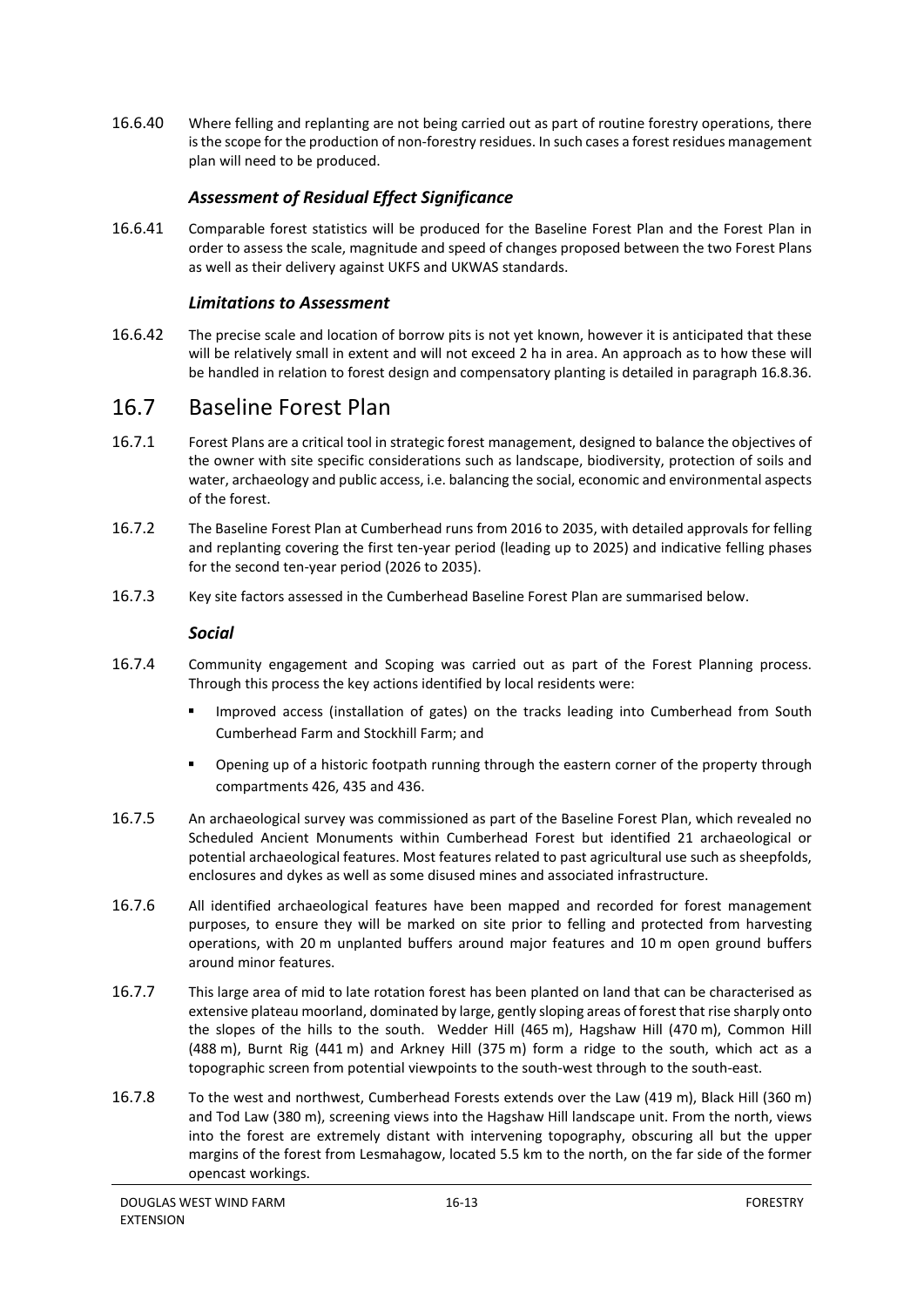16.6.40 Where felling and replanting are not being carried out as part of routine forestry operations, there is the scope for the production of non-forestry residues. In such cases a forest residues management plan will need to be produced.

### *Assessment of Residual Effect Significance*

16.6.41 Comparable forest statistics will be produced for the Baseline Forest Plan and the Forest Plan in order to assess the scale, magnitude and speed of changes proposed between the two Forest Plans as well as their delivery against UKFS and UKWAS standards.

### *Limitations to Assessment*

16.6.42 The precise scale and location of borrow pits is not yet known, however it is anticipated that these will be relatively small in extent and will not exceed 2 ha in area. An approach as to how these will be handled in relation to forest design and compensatory planting is detailed in paragraph 16.8.36.

## 16.7 Baseline Forest Plan

16.7.1 Forest Plans are a critical tool in strategic forest management, designed to balance the objectives of the owner with site specific considerations such as landscape, biodiversity, protection of soils and water, archaeology and public access, i.e. balancing the social, economic and environmental aspects of the forest.

16.7.2 The Baseline Forest Plan at Cumberhead runs from 2016 to 2035, with detailed approvals for felling and replanting covering the first ten-year period (leading up to 2025) and indicative felling phases for the second ten-year period (2026 to 2035).

16.7.3 Key site factors assessed in the Cumberhead Baseline Forest Plan are summarised below.

### *Social*

16.7.4 Community engagement and Scoping was carried out as part of the Forest Planning process. Through this process the key actions identified by local residents were:

- Improved access (installation of gates) on the tracks leading into Cumberhead from South Cumberhead Farm and Stockhill Farm; and
- Opening up of a historic footpath running through the eastern corner of the property through compartments 426, 435 and 436.

16.7.5 An archaeological survey was commissioned as part of the Baseline Forest Plan, which revealed no Scheduled Ancient Monuments within Cumberhead Forest but identified 21 archaeological or potential archaeological features. Most features related to past agricultural use such as sheepfolds, enclosures and dykes as well as some disused mines and associated infrastructure.

16.7.6 All identified archaeological features have been mapped and recorded for forest management purposes, to ensure they will be marked on site prior to felling and protected from harvesting operations, with 20 m unplanted buffers around major features and 10 m open ground buffers around minor features.

16.7.7 This large area of mid to late rotation forest has been planted on land that can be characterised as extensive plateau moorland, dominated by large, gently sloping areas of forest that rise sharply onto the slopes of the hills to the south. Wedder Hill (465 m), Hagshaw Hill (470 m), Common Hill (488 m), Burnt Rig (441 m) and Arkney Hill (375 m) form a ridge to the south, which act as a topographic screen from potential viewpoints to the south-west through to the south-east.

16.7.8 To the west and northwest, Cumberhead Forests extends over the Law (419 m), Black Hill (360 m) and Tod Law (380 m), screening views into the Hagshaw Hill landscape unit. From the north, views into the forest are extremely distant with intervening topography, obscuring all but the upper margins of the forest from Lesmahagow, located 5.5 km to the north, on the far side of the former opencast workings.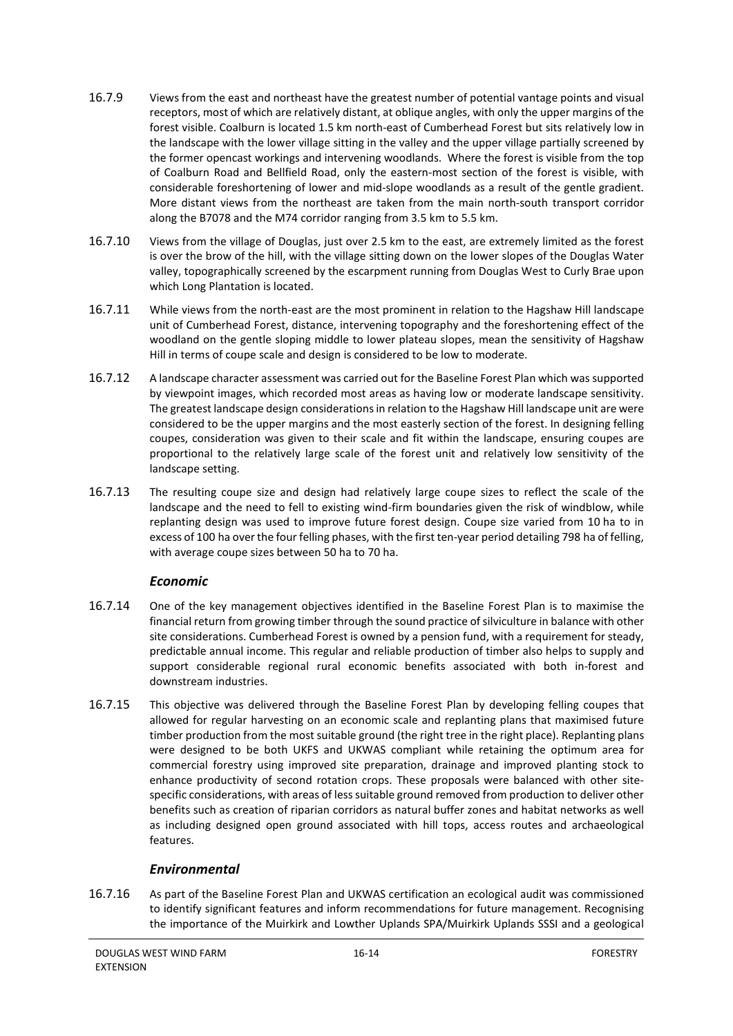16.7.9 Views from the east and northeast have the greatest number of potential vantage points and visual receptors, most of which are relatively distant, at oblique angles, with only the upper margins of the forest visible. Coalburn is located 1.5 km north-east of Cumberhead Forest but sits relatively low in the landscape with the lower village sitting in the valley and the upper village partially screened by the former opencast workings and intervening woodlands. Where the forest is visible from the top of Coalburn Road and Bellfield Road, only the eastern-most section of the forest is visible, with considerable foreshortening of lower and mid-slope woodlands as a result of the gentle gradient. More distant views from the northeast are taken from the main north-south transport corridor along the B7078 and the M74 corridor ranging from 3.5 km to 5.5 km.

16.7.10 Views from the village of Douglas, just over 2.5 km to the east, are extremely limited as the forest is over the brow of the hill, with the village sitting down on the lower slopes of the Douglas Water valley, topographically screened by the escarpment running from Douglas West to Curly Brae upon which Long Plantation is located.

16.7.11 While views from the north-east are the most prominent in relation to the Hagshaw Hill landscape unit of Cumberhead Forest, distance, intervening topography and the foreshortening effect of the woodland on the gentle sloping middle to lower plateau slopes, mean the sensitivity of Hagshaw Hill in terms of coupe scale and design is considered to be low to moderate.

16.7.12 A landscape character assessment was carried out for the Baseline Forest Plan which was supported by viewpoint images, which recorded most areas as having low or moderate landscape sensitivity. The greatest landscape design considerations in relation to the Hagshaw Hill landscape unit are were considered to be the upper margins and the most easterly section of the forest. In designing felling coupes, consideration was given to their scale and fit within the landscape, ensuring coupes are proportional to the relatively large scale of the forest unit and relatively low sensitivity of the landscape setting.

16.7.13 The resulting coupe size and design had relatively large coupe sizes to reflect the scale of the landscape and the need to fell to existing wind-firm boundaries given the risk of windblow, while replanting design was used to improve future forest design. Coupe size varied from 10 ha to in excess of 100 ha over the four felling phases, with the first ten-year period detailing 798 ha of felling, with average coupe sizes between 50 ha to 70 ha.

### *Economic*

16.7.14 One of the key management objectives identified in the Baseline Forest Plan is to maximise the financial return from growing timber through the sound practice of silviculture in balance with other site considerations. Cumberhead Forest is owned by a pension fund, with a requirement for steady, predictable annual income. This regular and reliable production of timber also helps to supply and support considerable regional rural economic benefits associated with both in-forest and downstream industries.

16.7.15 This objective was delivered through the Baseline Forest Plan by developing felling coupes that allowed for regular harvesting on an economic scale and replanting plans that maximised future timber production from the most suitable ground (the right tree in the right place). Replanting plans were designed to be both UKFS and UKWAS compliant while retaining the optimum area for commercial forestry using improved site preparation, drainage and improved planting stock to enhance productivity of second rotation crops. These proposals were balanced with other site-specific considerations, with areas of less suitable ground removed from production to deliver other benefits such as creation of riparian corridors as natural buffer zones and habitat networks as well as including designed open ground associated with hill tops, access routes and archaeological features.

### *Environmental*

16.7.16 As part of the Baseline Forest Plan and UKWAS certification an ecological audit was commissioned to identify significant features and inform recommendations for future management. Recognising the importance of the Muirkirk and Lowther Uplands SPA/Muirkirk Uplands SSSI and a geological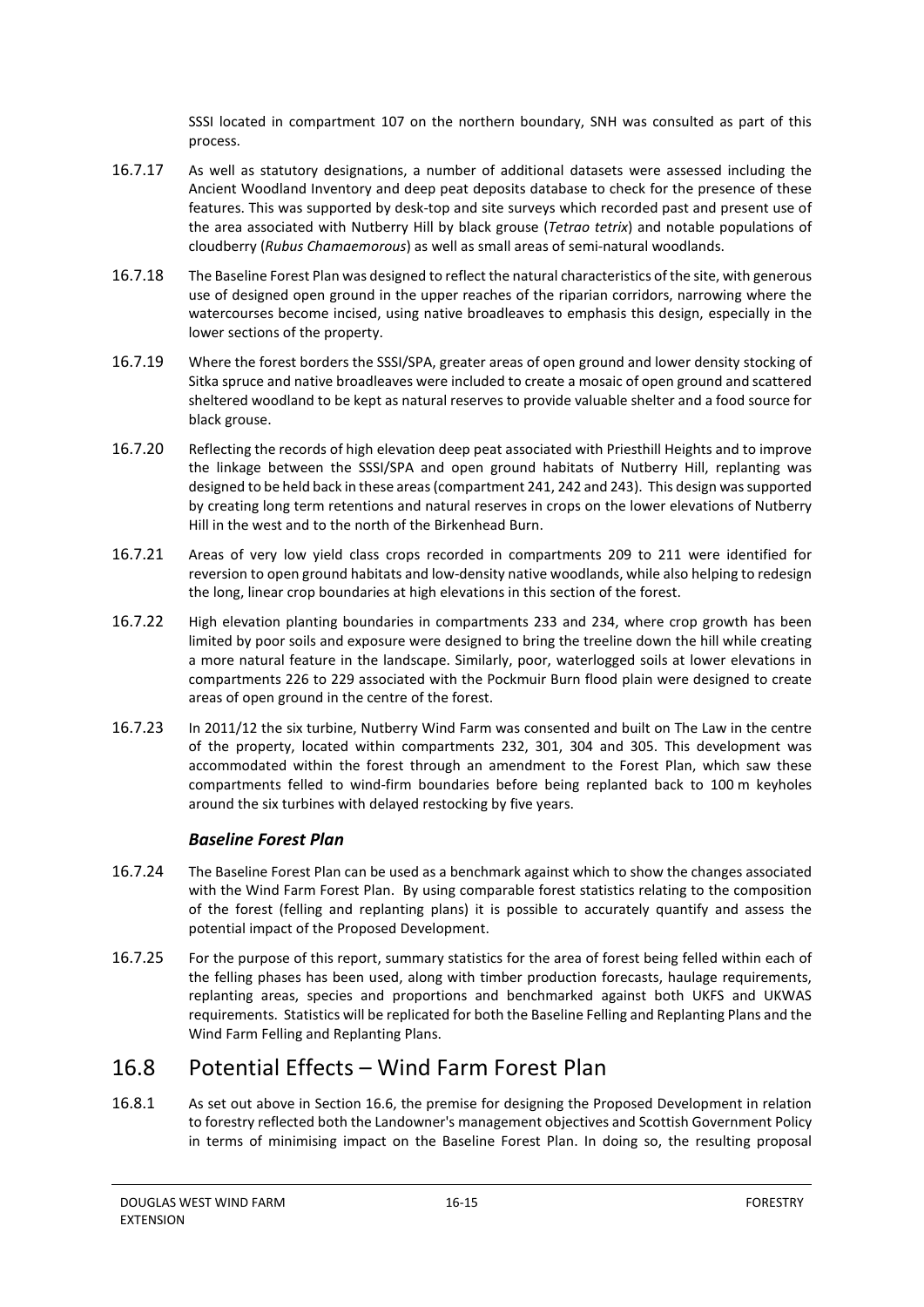SSSI located in compartment 107 on the northern boundary, SNH was consulted as part of this process.

16.7.17 As well as statutory designations, a number of additional datasets were assessed including the Ancient Woodland Inventory and deep peat deposits database to check for the presence of these features. This was supported by desk-top and site surveys which recorded past and present use of the area associated with Nutberry Hill by black grouse (*Tetrao tetrix*) and notable populations of cloudberry (*Rubus Chamaemorous*) as well as small areas of semi-natural woodlands.

16.7.18 The Baseline Forest Plan was designed to reflect the natural characteristics of the site, with generous use of designed open ground in the upper reaches of the riparian corridors, narrowing where the watercourses become incised, using native broadleaves to emphasis this design, especially in the lower sections of the property.

16.7.19 Where the forest borders the SSSI/SPA, greater areas of open ground and lower density stocking of Sitka spruce and native broadleaves were included to create a mosaic of open ground and scattered sheltered woodland to be kept as natural reserves to provide valuable shelter and a food source for black grouse.

16.7.20 Reflecting the records of high elevation deep peat associated with Priesthill Heights and to improve the linkage between the SSSI/SPA and open ground habitats of Nutberry Hill, replanting was designed to be held back in these areas (compartment 241, 242 and 243). This design was supported by creating long term retentions and natural reserves in crops on the lower elevations of Nutberry Hill in the west and to the north of the Birkenhead Burn.

16.7.21 Areas of very low yield class crops recorded in compartments 209 to 211 were identified for reversion to open ground habitats and low-density native woodlands, while also helping to redesign the long, linear crop boundaries at high elevations in this section of the forest.

16.7.22 High elevation planting boundaries in compartments 233 and 234, where crop growth has been limited by poor soils and exposure were designed to bring the treeline down the hill while creating a more natural feature in the landscape. Similarly, poor, waterlogged soils at lower elevations in compartments 226 to 229 associated with the Pockmuir Burn flood plain were designed to create areas of open ground in the centre of the forest.

16.7.23 In 2011/12 the six turbine, Nutberry Wind Farm was consented and built on The Law in the centre of the property, located within compartments 232, 301, 304 and 305. This development was accommodated within the forest through an amendment to the Forest Plan, which saw these compartments felled to wind-firm boundaries before being replanted back to 100 m keyholes around the six turbines with delayed restocking by five years.

### *Baseline Forest Plan*

16.7.24 The Baseline Forest Plan can be used as a benchmark against which to show the changes associated with the Wind Farm Forest Plan. By using comparable forest statistics relating to the composition of the forest (felling and replanting plans) it is possible to accurately quantify and assess the potential impact of the Proposed Development.

16.7.25 For the purpose of this report, summary statistics for the area of forest being felled within each of the felling phases has been used, along with timber production forecasts, haulage requirements, replanting areas, species and proportions and benchmarked against both UKFS and UKWAS requirements. Statistics will be replicated for both the Baseline Felling and Replanting Plans and the Wind Farm Felling and Replanting Plans.

## 16.8 Potential Effects – Wind Farm Forest Plan

16.8.1 As set out above in Section 16.6, the premise for designing the Proposed Development in relation to forestry reflected both the Landowner's management objectives and Scottish Government Policy in terms of minimising impact on the Baseline Forest Plan. In doing so, the resulting proposal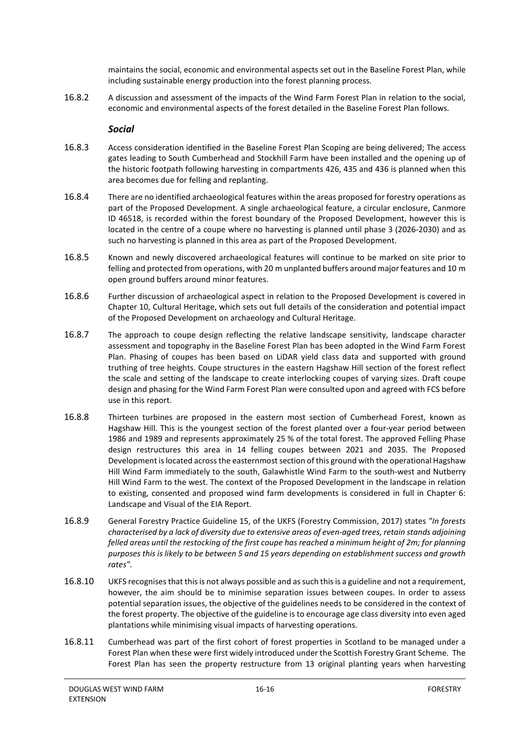maintains the social, economic and environmental aspects set out in the Baseline Forest Plan, while including sustainable energy production into the forest planning process.

16.8.2 A discussion and assessment of the impacts of the Wind Farm Forest Plan in relation to the social, economic and environmental aspects of the forest detailed in the Baseline Forest Plan follows.

### *Social*

16.8.3 Access consideration identified in the Baseline Forest Plan Scoping are being delivered; The access gates leading to South Cumberhead and Stockhill Farm have been installed and the opening up of the historic footpath following harvesting in compartments 426, 435 and 436 is planned when this area becomes due for felling and replanting.

16.8.4 There are no identified archaeological features within the areas proposed for forestry operations as part of the Proposed Development. A single archaeological feature, a circular enclosure, Canmore ID 46518, is recorded within the forest boundary of the Proposed Development, however this is located in the centre of a coupe where no harvesting is planned until phase 3 (2026-2030) and as such no harvesting is planned in this area as part of the Proposed Development.

16.8.5 Known and newly discovered archaeological features will continue to be marked on site prior to felling and protected from operations, with 20 m unplanted buffers around major features and 10 m open ground buffers around minor features.

16.8.6 Further discussion of archaeological aspect in relation to the Proposed Development is covered in Chapter 10, Cultural Heritage, which sets out full details of the consideration and potential impact of the Proposed Development on archaeology and Cultural Heritage.

16.8.7 The approach to coupe design reflecting the relative landscape sensitivity, landscape character assessment and topography in the Baseline Forest Plan has been adopted in the Wind Farm Forest Plan. Phasing of coupes has been based on LiDAR yield class data and supported with ground truthing of tree heights. Coupe structures in the eastern Hagshaw Hill section of the forest reflect the scale and setting of the landscape to create interlocking coupes of varying sizes. Draft coupe design and phasing for the Wind Farm Forest Plan were consulted upon and agreed with FCS before use in this report.

16.8.8 Thirteen turbines are proposed in the eastern most section of Cumberhead Forest, known as Hagshaw Hill. This is the youngest section of the forest planted over a four-year period between 1986 and 1989 and represents approximately 25 % of the total forest. The approved Felling Phase design restructures this area in 14 felling coupes between 2021 and 2035. The Proposed Development is located across the easternmost section of this ground with the operational Hagshaw Hill Wind Farm immediately to the south, Galawhistle Wind Farm to the south-west and Nutberry Hill Wind Farm to the west. The context of the Proposed Development in the landscape in relation to existing, consented and proposed wind farm developments is considered in full in Chapter 6: Landscape and Visual of the EIA Report.

16.8.9 General Forestry Practice Guideline 15, of the UKFS (Forestry Commission, 2017) states *"In forests characterised by a lack of diversity due to extensive areas of even-aged trees, retain stands adjoining felled areas until the restocking of the first coupe has reached a minimum height of 2m; for planning purposes this is likely to be between 5 and 15 years depending on establishment success and growth rates"*.

16.8.10 UKFS recognises that this is not always possible and as such this is a guideline and not a requirement, however, the aim should be to minimise separation issues between coupes. In order to assess potential separation issues, the objective of the guidelines needs to be considered in the context of the forest property. The objective of the guideline is to encourage age class diversity into even aged plantations while minimising visual impacts of harvesting operations.

16.8.11 Cumberhead was part of the first cohort of forest properties in Scotland to be managed under a Forest Plan when these were first widely introduced under the Scottish Forestry Grant Scheme. The Forest Plan has seen the property restructure from 13 original planting years when harvesting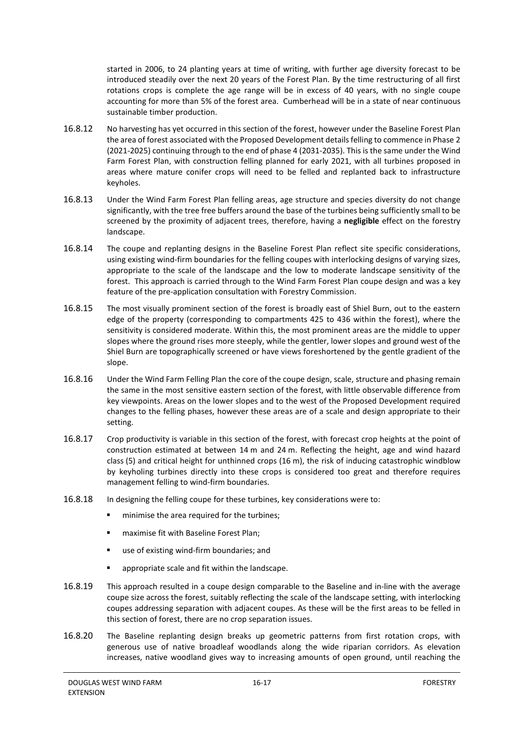started in 2006, to 24 planting years at time of writing, with further age diversity forecast to be introduced steadily over the next 20 years of the Forest Plan. By the time restructuring of all first rotations crops is complete the age range will be in excess of 40 years, with no single coupe accounting for more than 5% of the forest area. Cumberhead will be in a state of near continuous sustainable timber production.

16.8.12 No harvesting has yet occurred in this section of the forest, however under the Baseline Forest Plan the area of forest associated with the Proposed Development details felling to commence in Phase 2 (2021-2025) continuing through to the end of phase 4 (2031-2035). This is the same under the Wind Farm Forest Plan, with construction felling planned for early 2021, with all turbines proposed in areas where mature conifer crops will need to be felled and replanted back to infrastructure keyholes.

16.8.13 Under the Wind Farm Forest Plan felling areas, age structure and species diversity do not change significantly, with the tree free buffers around the base of the turbines being sufficiently small to be screened by the proximity of adjacent trees, therefore, having a **negligible** effect on the forestry landscape.

16.8.14 The coupe and replanting designs in the Baseline Forest Plan reflect site specific considerations, using existing wind-firm boundaries for the felling coupes with interlocking designs of varying sizes, appropriate to the scale of the landscape and the low to moderate landscape sensitivity of the forest. This approach is carried through to the Wind Farm Forest Plan coupe design and was a key feature of the pre-application consultation with Forestry Commission.

16.8.15 The most visually prominent section of the forest is broadly east of Shiel Burn, out to the eastern edge of the property (corresponding to compartments 425 to 436 within the forest), where the sensitivity is considered moderate. Within this, the most prominent areas are the middle to upper slopes where the ground rises more steeply, while the gentler, lower slopes and ground west of the Shiel Burn are topographically screened or have views foreshortened by the gentle gradient of the slope.

16.8.16 Under the Wind Farm Felling Plan the core of the coupe design, scale, structure and phasing remain the same in the most sensitive eastern section of the forest, with little observable difference from key viewpoints. Areas on the lower slopes and to the west of the Proposed Development required changes to the felling phases, however these areas are of a scale and design appropriate to their setting.

16.8.17 Crop productivity is variable in this section of the forest, with forecast crop heights at the point of construction estimated at between 14 m and 24 m. Reflecting the height, age and wind hazard class (5) and critical height for unthinned crops (16 m), the risk of inducing catastrophic windblow by keyholing turbines directly into these crops is considered too great and therefore requires management felling to wind-firm boundaries.

16.8.18 In designing the felling coupe for these turbines, key considerations were to:

- minimise the area required for the turbines;
- maximise fit with Baseline Forest Plan;
- use of existing wind-firm boundaries; and
- appropriate scale and fit within the landscape.

16.8.19 This approach resulted in a coupe design comparable to the Baseline and in-line with the average coupe size across the forest, suitably reflecting the scale of the landscape setting, with interlocking coupes addressing separation with adjacent coupes. As these will be the first areas to be felled in this section of forest, there are no crop separation issues.

16.8.20 The Baseline replanting design breaks up geometric patterns from first rotation crops, with generous use of native broadleaf woodlands along the wide riparian corridors. As elevation increases, native woodland gives way to increasing amounts of open ground, until reaching the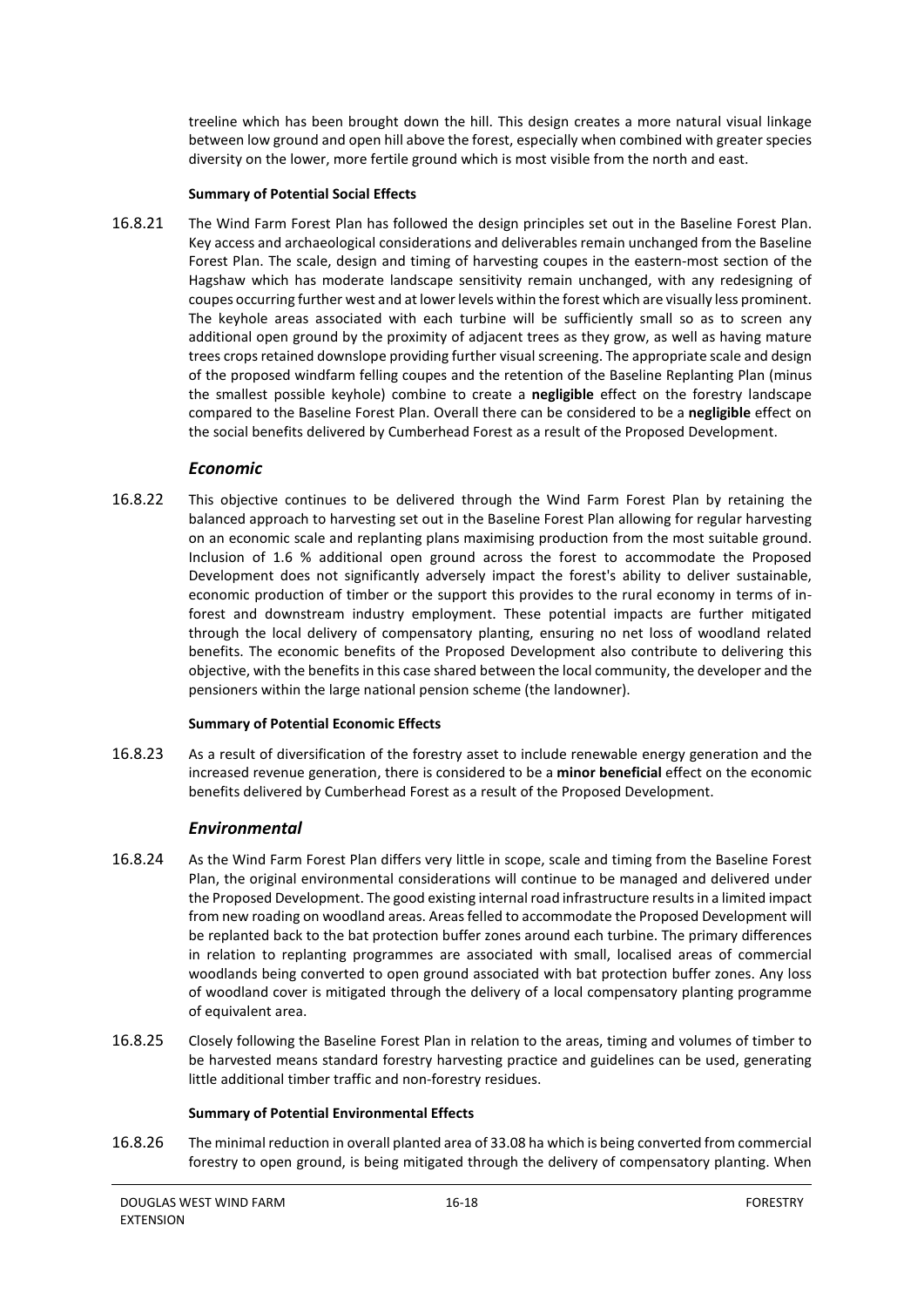treeline which has been brought down the hill. This design creates a more natural visual linkage between low ground and open hill above the forest, especially when combined with greater species diversity on the lower, more fertile ground which is most visible from the north and east.

**Summary of Potential Social Effects**

16.8.21 The Wind Farm Forest Plan has followed the design principles set out in the Baseline Forest Plan. Key access and archaeological considerations and deliverables remain unchanged from the Baseline Forest Plan. The scale, design and timing of harvesting coupes in the eastern-most section of the Hagshaw which has moderate landscape sensitivity remain unchanged, with any redesigning of coupes occurring further west and at lower levels within the forest which are visually less prominent. The keyhole areas associated with each turbine will be sufficiently small so as to screen any additional open ground by the proximity of adjacent trees as they grow, as well as having mature trees crops retained downslope providing further visual screening. The appropriate scale and design of the proposed windfarm felling coupes and the retention of the Baseline Replanting Plan (minus the smallest possible keyhole) combine to create a **negligible** effect on the forestry landscape compared to the Baseline Forest Plan. Overall there can be considered to be a **negligible** effect on the social benefits delivered by Cumberhead Forest as a result of the Proposed Development.

### *Economic*

16.8.22 This objective continues to be delivered through the Wind Farm Forest Plan by retaining the balanced approach to harvesting set out in the Baseline Forest Plan allowing for regular harvesting on an economic scale and replanting plans maximising production from the most suitable ground. Inclusion of 1.6 % additional open ground across the forest to accommodate the Proposed Development does not significantly adversely impact the forest's ability to deliver sustainable, economic production of timber or the support this provides to the rural economy in terms of in-forest and downstream industry employment. These potential impacts are further mitigated through the local delivery of compensatory planting, ensuring no net loss of woodland related benefits. The economic benefits of the Proposed Development also contribute to delivering this objective, with the benefits in this case shared between the local community, the developer and the pensioners within the large national pension scheme (the landowner).

**Summary of Potential Economic Effects**

16.8.23 As a result of diversification of the forestry asset to include renewable energy generation and the increased revenue generation, there is considered to be a **minor beneficial** effect on the economic benefits delivered by Cumberhead Forest as a result of the Proposed Development.

### *Environmental*

16.8.24 As the Wind Farm Forest Plan differs very little in scope, scale and timing from the Baseline Forest Plan, the original environmental considerations will continue to be managed and delivered under the Proposed Development. The good existing internal road infrastructure results in a limited impact from new roading on woodland areas. Areas felled to accommodate the Proposed Development will be replanted back to the bat protection buffer zones around each turbine. The primary differences in relation to replanting programmes are associated with small, localised areas of commercial woodlands being converted to open ground associated with bat protection buffer zones. Any loss of woodland cover is mitigated through the delivery of a local compensatory planting programme of equivalent area.

16.8.25 Closely following the Baseline Forest Plan in relation to the areas, timing and volumes of timber to be harvested means standard forestry harvesting practice and guidelines can be used, generating little additional timber traffic and non-forestry residues.

**Summary of Potential Environmental Effects**

16.8.26 The minimal reduction in overall planted area of 33.08 ha which is being converted from commercial forestry to open ground, is being mitigated through the delivery of compensatory planting. When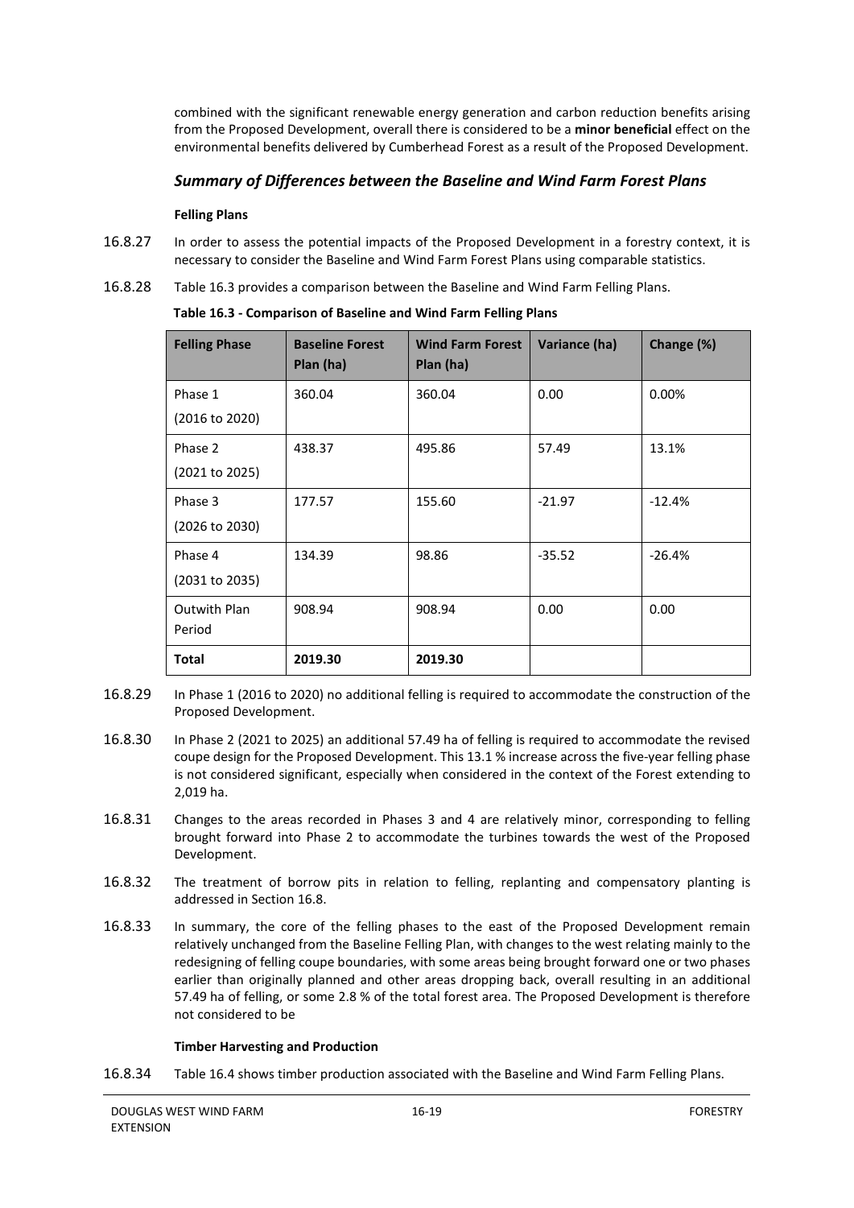combined with the significant renewable energy generation and carbon reduction benefits arising from the Proposed Development, overall there is considered to be a **minor beneficial** effect on the environmental benefits delivered by Cumberhead Forest as a result of the Proposed Development.

### *Summary of Differences between the Baseline and Wind Farm Forest Plans*

#### Felling Plans

16.8.27 In order to assess the potential impacts of the Proposed Development in a forestry context, it is necessary to consider the Baseline and Wind Farm Forest Plans using comparable statistics.

16.8.28 Table 16.3 provides a comparison between the Baseline and Wind Farm Felling Plans.

**Table 16.3 - Comparison of Baseline and Wind Farm Felling Plans**

| Felling Phase | Baseline Forest Plan (ha) | Wind Farm Forest Plan (ha) | Variance (ha) | Change (%) |
|---|---|---|---|---|
| Phase 1 (2016 to 2020) | 360.04 | 360.04 | 0.00 | 0.00% |
| Phase 2 (2021 to 2025) | 438.37 | 495.86 | 57.49 | 13.1% |
| Phase 3 (2026 to 2030) | 177.57 | 155.60 | -21.97 | -12.4% |
| Phase 4 (2031 to 2035) | 134.39 | 98.86 | -35.52 | -26.4% |
| Outwith Plan Period | 908.94 | 908.94 | 0.00 | 0.00 |
| **Total** | **2019.30** | **2019.30** | | |

16.8.29 In Phase 1 (2016 to 2020) no additional felling is required to accommodate the construction of the Proposed Development.

16.8.30 In Phase 2 (2021 to 2025) an additional 57.49 ha of felling is required to accommodate the revised coupe design for the Proposed Development. This 13.1 % increase across the five-year felling phase is not considered significant, especially when considered in the context of the Forest extending to 2,019 ha.

16.8.31 Changes to the areas recorded in Phases 3 and 4 are relatively minor, corresponding to felling brought forward into Phase 2 to accommodate the turbines towards the west of the Proposed Development.

16.8.32 The treatment of borrow pits in relation to felling, replanting and compensatory planting is addressed in Section 16.8.

16.8.33 In summary, the core of the felling phases to the east of the Proposed Development remain relatively unchanged from the Baseline Felling Plan, with changes to the west relating mainly to the redesigning of felling coupe boundaries, with some areas being brought forward one or two phases earlier than originally planned and other areas dropping back, overall resulting in an additional 57.49 ha of felling, or some 2.8 % of the total forest area. The Proposed Development is therefore not considered to be

#### Timber Harvesting and Production

16.8.34 Table 16.4 shows timber production associated with the Baseline and Wind Farm Felling Plans.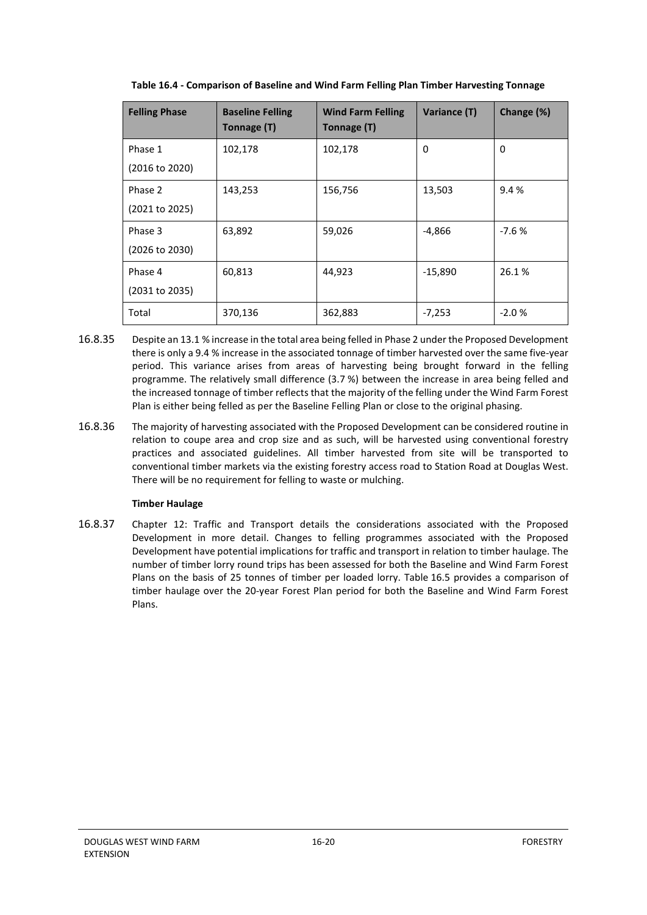**Table 16.4 - Comparison of Baseline and Wind Farm Felling Plan Timber Harvesting Tonnage**

| Felling Phase | Baseline Felling Tonnage (T) | Wind Farm Felling Tonnage (T) | Variance (T) | Change (%) |
|---|---|---|---|---|
| Phase 1 (2016 to 2020) | 102,178 | 102,178 | 0 | 0 |
| Phase 2 (2021 to 2025) | 143,253 | 156,756 | 13,503 | 9.4 % |
| Phase 3 (2026 to 2030) | 63,892 | 59,026 | -4,866 | -7.6 % |
| Phase 4 (2031 to 2035) | 60,813 | 44,923 | -15,890 | 26.1 % |
| Total | 370,136 | 362,883 | -7,253 | -2.0 % |

16.8.35 Despite an 13.1 % increase in the total area being felled in Phase 2 under the Proposed Development there is only a 9.4 % increase in the associated tonnage of timber harvested over the same five-year period. This variance arises from areas of harvesting being brought forward in the felling programme. The relatively small difference (3.7 %) between the increase in area being felled and the increased tonnage of timber reflects that the majority of the felling under the Wind Farm Forest Plan is either being felled as per the Baseline Felling Plan or close to the original phasing.

16.8.36 The majority of harvesting associated with the Proposed Development can be considered routine in relation to coupe area and crop size and as such, will be harvested using conventional forestry practices and associated guidelines. All timber harvested from site will be transported to conventional timber markets via the existing forestry access road to Station Road at Douglas West. There will be no requirement for felling to waste or mulching.

**Timber Haulage**

16.8.37 Chapter 12: Traffic and Transport details the considerations associated with the Proposed Development in more detail. Changes to felling programmes associated with the Proposed Development have potential implications for traffic and transport in relation to timber haulage. The number of timber lorry round trips has been assessed for both the Baseline and Wind Farm Forest Plans on the basis of 25 tonnes of timber per loaded lorry. Table 16.5 provides a comparison of timber haulage over the 20-year Forest Plan period for both the Baseline and Wind Farm Forest Plans.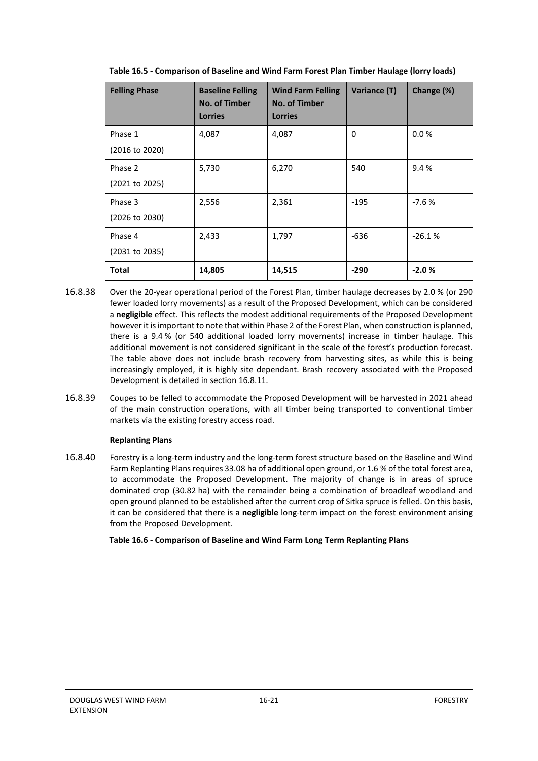**Table 16.5 - Comparison of Baseline and Wind Farm Forest Plan Timber Haulage (lorry loads)**

| Felling Phase | Baseline Felling No. of Timber Lorries | Wind Farm Felling No. of Timber Lorries | Variance (T) | Change (%) |
|---|---|---|---|---|
| Phase 1 (2016 to 2020) | 4,087 | 4,087 | 0 | 0.0 % |
| Phase 2 (2021 to 2025) | 5,730 | 6,270 | 540 | 9.4 % |
| Phase 3 (2026 to 2030) | 2,556 | 2,361 | -195 | -7.6 % |
| Phase 4 (2031 to 2035) | 2,433 | 1,797 | -636 | -26.1 % |
| **Total** | **14,805** | **14,515** | **-290** | **-2.0 %** |

16.8.38 Over the 20-year operational period of the Forest Plan, timber haulage decreases by 2.0 % (or 290 fewer loaded lorry movements) as a result of the Proposed Development, which can be considered a **negligible** effect. This reflects the modest additional requirements of the Proposed Development however it is important to note that within Phase 2 of the Forest Plan, when construction is planned, there is a 9.4 % (or 540 additional loaded lorry movements) increase in timber haulage. This additional movement is not considered significant in the scale of the forest's production forecast. The table above does not include brash recovery from harvesting sites, as while this is being increasingly employed, it is highly site dependant. Brash recovery associated with the Proposed Development is detailed in section 16.8.11.

16.8.39 Coupes to be felled to accommodate the Proposed Development will be harvested in 2021 ahead of the main construction operations, with all timber being transported to conventional timber markets via the existing forestry access road.

**Replanting Plans**

16.8.40 Forestry is a long-term industry and the long-term forest structure based on the Baseline and Wind Farm Replanting Plans requires 33.08 ha of additional open ground, or 1.6 % of the total forest area, to accommodate the Proposed Development. The majority of change is in areas of spruce dominated crop (30.82 ha) with the remainder being a combination of broadleaf woodland and open ground planned to be established after the current crop of Sitka spruce is felled. On this basis, it can be considered that there is a **negligible** long-term impact on the forest environment arising from the Proposed Development.

**Table 16.6 - Comparison of Baseline and Wind Farm Long Term Replanting Plans**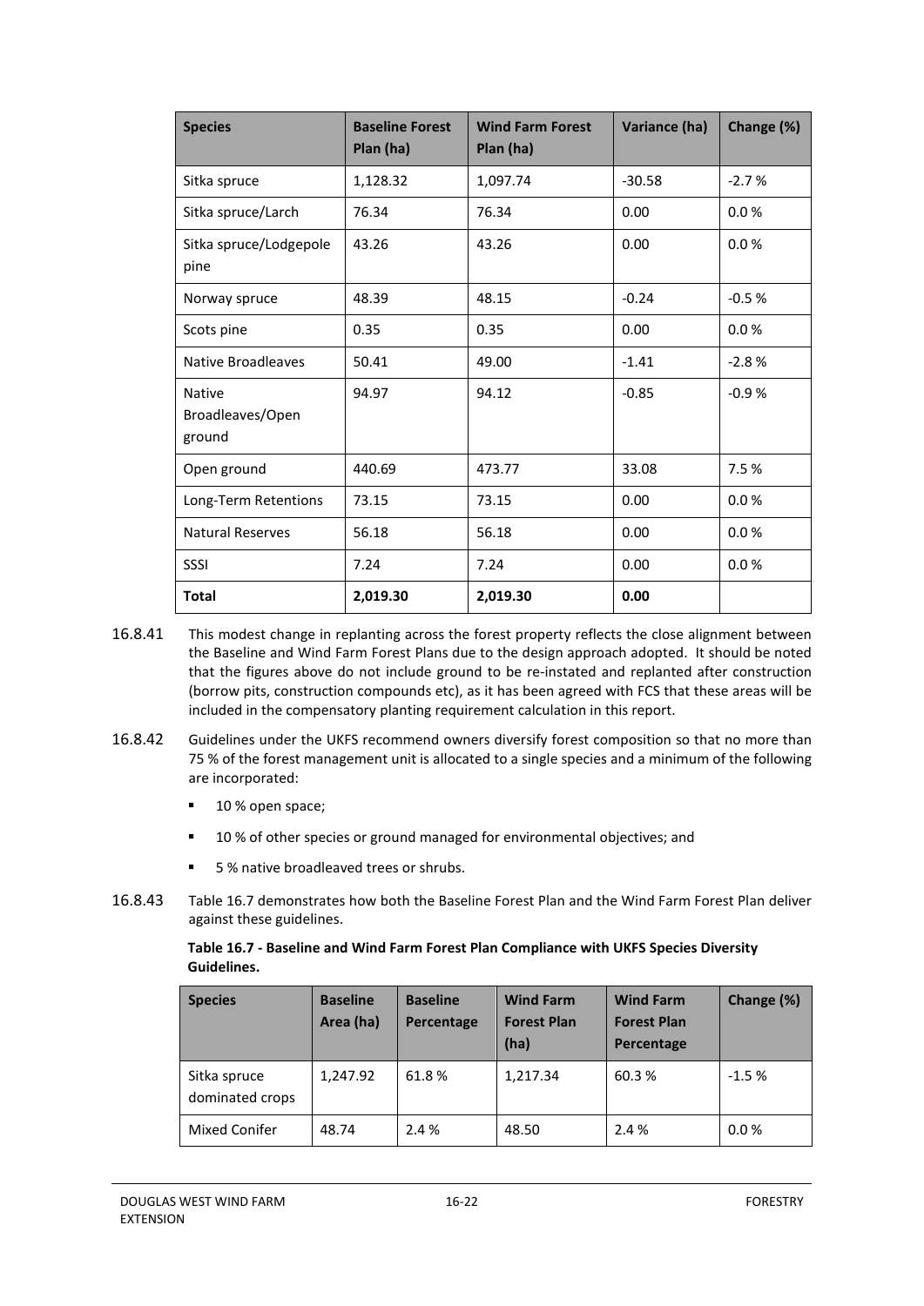| Species | Baseline Forest Plan (ha) | Wind Farm Forest Plan (ha) | Variance (ha) | Change (%) |
|---|---|---|---|---|
| Sitka spruce | 1,128.32 | 1,097.74 | -30.58 | -2.7 % |
| Sitka spruce/Larch | 76.34 | 76.34 | 0.00 | 0.0 % |
| Sitka spruce/Lodgepole pine | 43.26 | 43.26 | 0.00 | 0.0 % |
| Norway spruce | 48.39 | 48.15 | -0.24 | -0.5 % |
| Scots pine | 0.35 | 0.35 | 0.00 | 0.0 % |
| Native Broadleaves | 50.41 | 49.00 | -1.41 | -2.8 % |
| Native Broadleaves/Open ground | 94.97 | 94.12 | -0.85 | -0.9 % |
| Open ground | 440.69 | 473.77 | 33.08 | 7.5 % |
| Long-Term Retentions | 73.15 | 73.15 | 0.00 | 0.0 % |
| Natural Reserves | 56.18 | 56.18 | 0.00 | 0.0 % |
| SSSI | 7.24 | 7.24 | 0.00 | 0.0 % |
| **Total** | **2,019.30** | **2,019.30** | **0.00** | |

16.8.41 This modest change in replanting across the forest property reflects the close alignment between the Baseline and Wind Farm Forest Plans due to the design approach adopted. It should be noted that the figures above do not include ground to be re-instated and replanted after construction (borrow pits, construction compounds etc), as it has been agreed with FCS that these areas will be included in the compensatory planting requirement calculation in this report.

16.8.42 Guidelines under the UKFS recommend owners diversify forest composition so that no more than 75 % of the forest management unit is allocated to a single species and a minimum of the following are incorporated:

- 10 % open space;
- 10 % of other species or ground managed for environmental objectives; and
- 5 % native broadleaved trees or shrubs.

16.8.43 Table 16.7 demonstrates how both the Baseline Forest Plan and the Wind Farm Forest Plan deliver against these guidelines.

**Table 16.7 - Baseline and Wind Farm Forest Plan Compliance with UKFS Species Diversity Guidelines.**

| Species | Baseline Area (ha) | Baseline Percentage | Wind Farm Forest Plan (ha) | Wind Farm Forest Plan Percentage | Change (%) |
|---|---|---|---|---|---|
| Sitka spruce dominated crops | 1,247.92 | 61.8 % | 1,217.34 | 60.3 % | -1.5 % |
| Mixed Conifer | 48.74 | 2.4 % | 48.50 | 2.4 % | 0.0 % |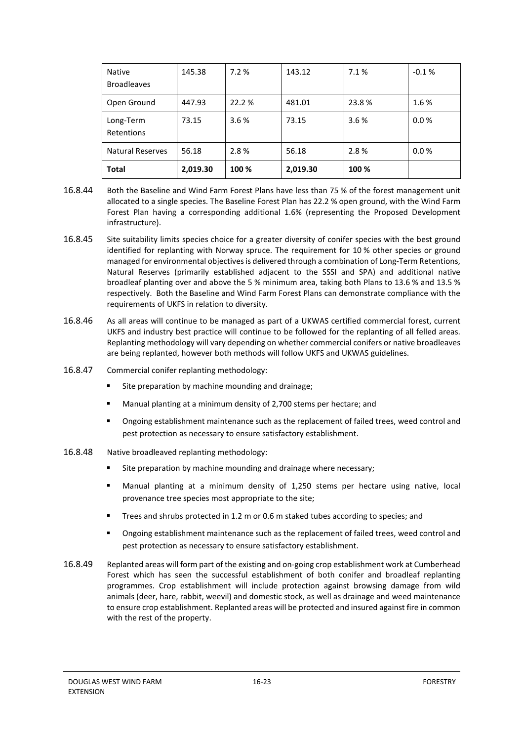| Native Broadleaves | 145.38 | 7.2 % | 143.12 | 7.1 % | -0.1 % |
|---|---|---|---|---|---|
| Open Ground | 447.93 | 22.2 % | 481.01 | 23.8 % | 1.6 % |
| Long-Term Retentions | 73.15 | 3.6 % | 73.15 | 3.6 % | 0.0 % |
| Natural Reserves | 56.18 | 2.8 % | 56.18 | 2.8 % | 0.0 % |
| **Total** | **2,019.30** | **100 %** | **2,019.30** | **100 %** | |

16.8.44 Both the Baseline and Wind Farm Forest Plans have less than 75 % of the forest management unit allocated to a single species. The Baseline Forest Plan has 22.2 % open ground, with the Wind Farm Forest Plan having a corresponding additional 1.6% (representing the Proposed Development infrastructure).

16.8.45 Site suitability limits species choice for a greater diversity of conifer species with the best ground identified for replanting with Norway spruce. The requirement for 10 % other species or ground managed for environmental objectives is delivered through a combination of Long-Term Retentions, Natural Reserves (primarily established adjacent to the SSSI and SPA) and additional native broadleaf planting over and above the 5 % minimum area, taking both Plans to 13.6 % and 13.5 % respectively. Both the Baseline and Wind Farm Forest Plans can demonstrate compliance with the requirements of UKFS in relation to diversity.

16.8.46 As all areas will continue to be managed as part of a UKWAS certified commercial forest, current UKFS and industry best practice will continue to be followed for the replanting of all felled areas. Replanting methodology will vary depending on whether commercial conifers or native broadleaves are being replanted, however both methods will follow UKFS and UKWAS guidelines.

16.8.47 Commercial conifer replanting methodology:

- Site preparation by machine mounding and drainage;
- Manual planting at a minimum density of 2,700 stems per hectare; and
- Ongoing establishment maintenance such as the replacement of failed trees, weed control and pest protection as necessary to ensure satisfactory establishment.

16.8.48 Native broadleaved replanting methodology:

- Site preparation by machine mounding and drainage where necessary;
- Manual planting at a minimum density of 1,250 stems per hectare using native, local provenance tree species most appropriate to the site;
- Trees and shrubs protected in 1.2 m or 0.6 m staked tubes according to species; and
- Ongoing establishment maintenance such as the replacement of failed trees, weed control and pest protection as necessary to ensure satisfactory establishment.

16.8.49 Replanted areas will form part of the existing and on-going crop establishment work at Cumberhead Forest which has seen the successful establishment of both conifer and broadleaf replanting programmes. Crop establishment will include protection against browsing damage from wild animals (deer, hare, rabbit, weevil) and domestic stock, as well as drainage and weed maintenance to ensure crop establishment. Replanted areas will be protected and insured against fire in common with the rest of the property.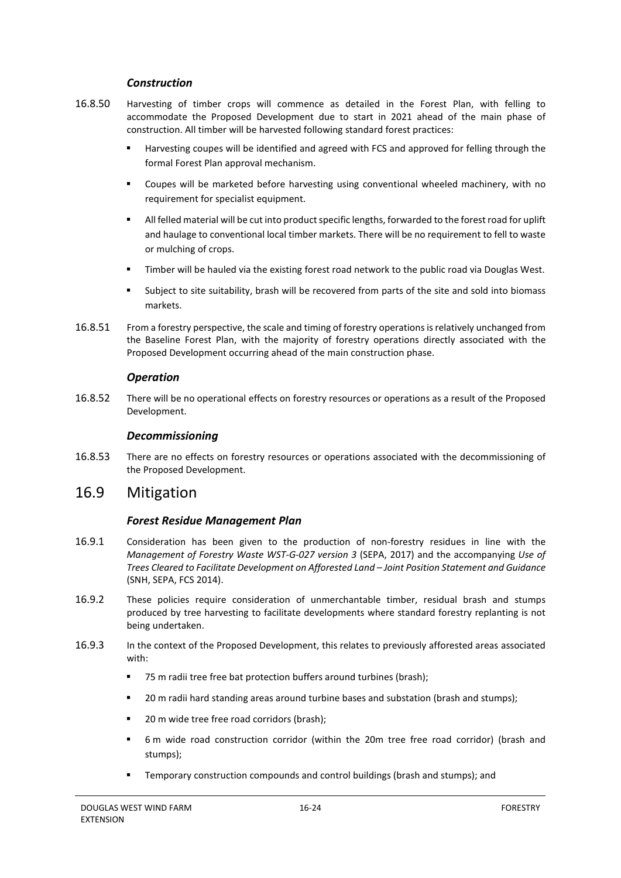### *Construction*

16.8.50 Harvesting of timber crops will commence as detailed in the Forest Plan, with felling to accommodate the Proposed Development due to start in 2021 ahead of the main phase of construction. All timber will be harvested following standard forest practices:

- Harvesting coupes will be identified and agreed with FCS and approved for felling through the formal Forest Plan approval mechanism.
- Coupes will be marketed before harvesting using conventional wheeled machinery, with no requirement for specialist equipment.
- All felled material will be cut into product specific lengths, forwarded to the forest road for uplift and haulage to conventional local timber markets. There will be no requirement to fell to waste or mulching of crops.
- Timber will be hauled via the existing forest road network to the public road via Douglas West.
- Subject to site suitability, brash will be recovered from parts of the site and sold into biomass markets.

16.8.51 From a forestry perspective, the scale and timing of forestry operations is relatively unchanged from the Baseline Forest Plan, with the majority of forestry operations directly associated with the Proposed Development occurring ahead of the main construction phase.

### *Operation*

16.8.52 There will be no operational effects on forestry resources or operations as a result of the Proposed Development.

### *Decommissioning*

16.8.53 There are no effects on forestry resources or operations associated with the decommissioning of the Proposed Development.

## 16.9 Mitigation

### *Forest Residue Management Plan*

16.9.1 Consideration has been given to the production of non-forestry residues in line with the *Management of Forestry Waste WST-G-027 version 3* (SEPA, 2017) and the accompanying *Use of Trees Cleared to Facilitate Development on Afforested Land – Joint Position Statement and Guidance* (SNH, SEPA, FCS 2014).

16.9.2 These policies require consideration of unmerchantable timber, residual brash and stumps produced by tree harvesting to facilitate developments where standard forestry replanting is not being undertaken.

16.9.3 In the context of the Proposed Development, this relates to previously afforested areas associated with:

- 75 m radii tree free bat protection buffers around turbines (brash);
- 20 m radii hard standing areas around turbine bases and substation (brash and stumps);
- 20 m wide tree free road corridors (brash);
- 6 m wide road construction corridor (within the 20m tree free road corridor) (brash and stumps);
- Temporary construction compounds and control buildings (brash and stumps); and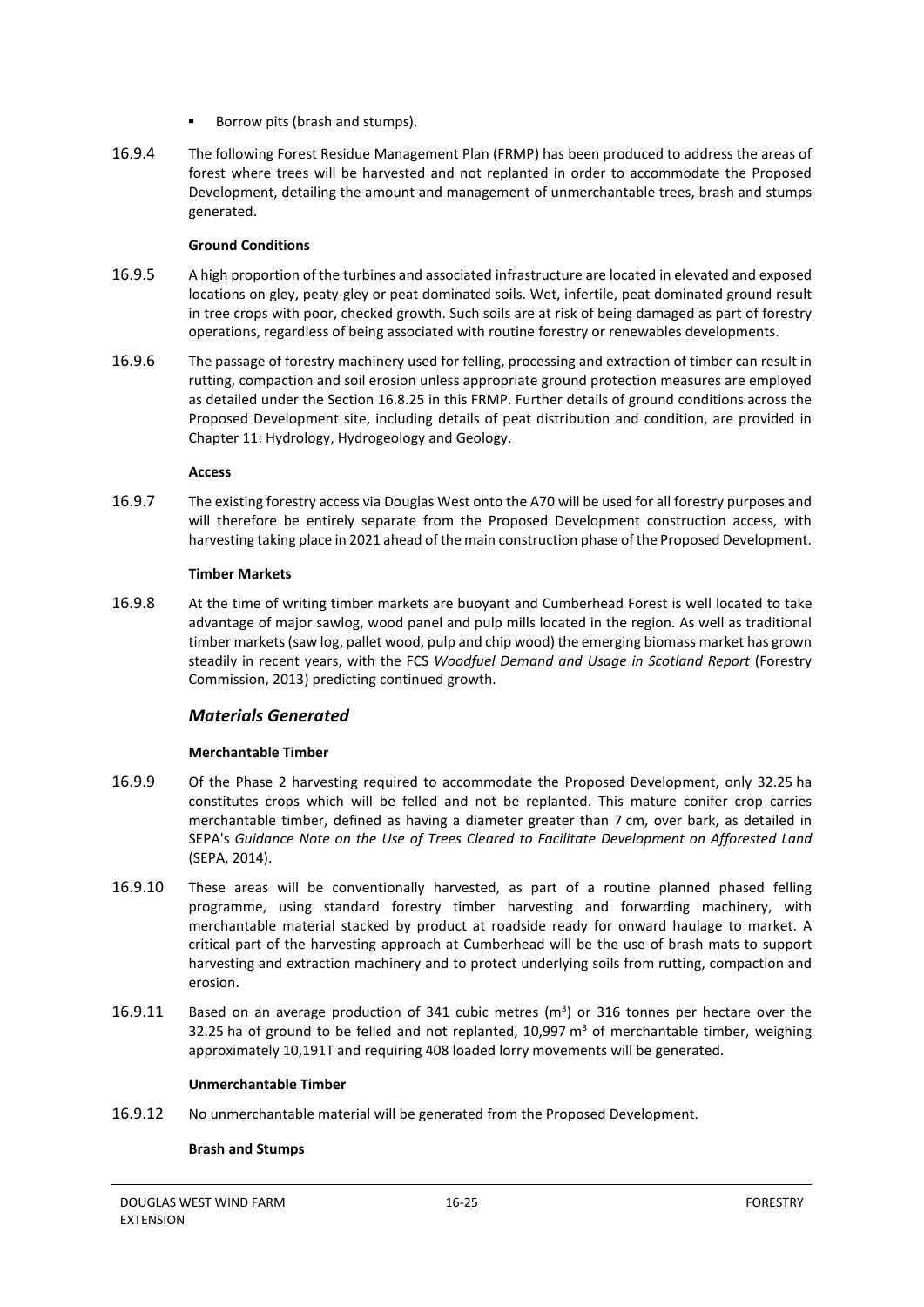- Borrow pits (brash and stumps).

16.9.4 The following Forest Residue Management Plan (FRMP) has been produced to address the areas of forest where trees will be harvested and not replanted in order to accommodate the Proposed Development, detailing the amount and management of unmerchantable trees, brash and stumps generated.

**Ground Conditions**

16.9.5 A high proportion of the turbines and associated infrastructure are located in elevated and exposed locations on gley, peaty-gley or peat dominated soils. Wet, infertile, peat dominated ground result in tree crops with poor, checked growth. Such soils are at risk of being damaged as part of forestry operations, regardless of being associated with routine forestry or renewables developments.

16.9.6 The passage of forestry machinery used for felling, processing and extraction of timber can result in rutting, compaction and soil erosion unless appropriate ground protection measures are employed as detailed under the Section 16.8.25 in this FRMP. Further details of ground conditions across the Proposed Development site, including details of peat distribution and condition, are provided in Chapter 11: Hydrology, Hydrogeology and Geology.

**Access**

16.9.7 The existing forestry access via Douglas West onto the A70 will be used for all forestry purposes and will therefore be entirely separate from the Proposed Development construction access, with harvesting taking place in 2021 ahead of the main construction phase of the Proposed Development.

**Timber Markets**

16.9.8 At the time of writing timber markets are buoyant and Cumberhead Forest is well located to take advantage of major sawlog, wood panel and pulp mills located in the region. As well as traditional timber markets (saw log, pallet wood, pulp and chip wood) the emerging biomass market has grown steadily in recent years, with the FCS *Woodfuel Demand and Usage in Scotland Report* (Forestry Commission, 2013) predicting continued growth.

### *Materials Generated*

**Merchantable Timber**

16.9.9 Of the Phase 2 harvesting required to accommodate the Proposed Development, only 32.25 ha constitutes crops which will be felled and not be replanted. This mature conifer crop carries merchantable timber, defined as having a diameter greater than 7 cm, over bark, as detailed in SEPA's *Guidance Note on the Use of Trees Cleared to Facilitate Development on Afforested Land* (SEPA, 2014).

16.9.10 These areas will be conventionally harvested, as part of a routine planned phased felling programme, using standard forestry timber harvesting and forwarding machinery, with merchantable material stacked by product at roadside ready for onward haulage to market. A critical part of the harvesting approach at Cumberhead will be the use of brash mats to support harvesting and extraction machinery and to protect underlying soils from rutting, compaction and erosion.

16.9.11 Based on an average production of 341 cubic metres ($m^3$) or 316 tonnes per hectare over the 32.25 ha of ground to be felled and not replanted, 10,997 $m^3$ of merchantable timber, weighing approximately 10,191T and requiring 408 loaded lorry movements will be generated.

**Unmerchantable Timber**

16.9.12 No unmerchantable material will be generated from the Proposed Development.

**Brash and Stumps**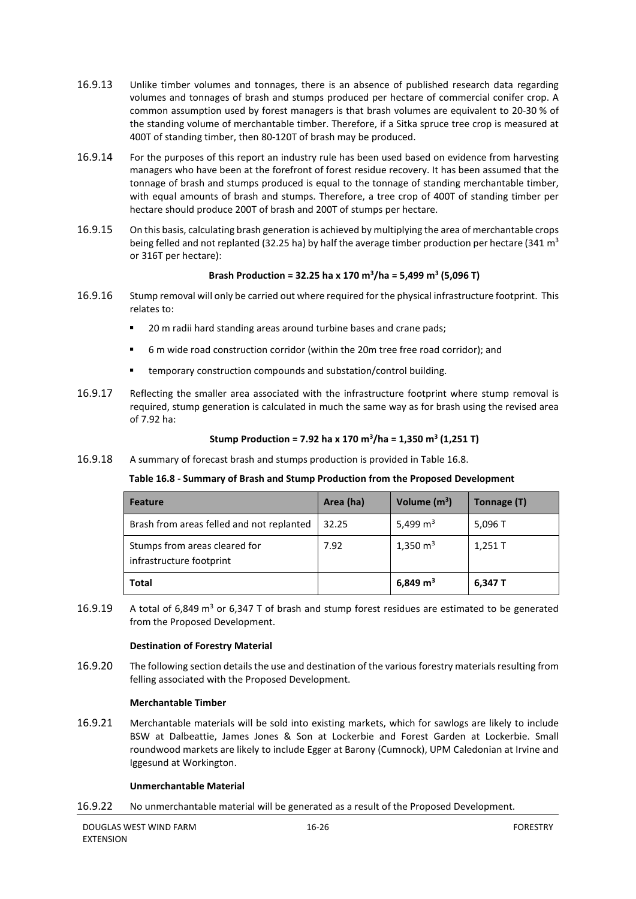16.9.13 Unlike timber volumes and tonnages, there is an absence of published research data regarding volumes and tonnages of brash and stumps produced per hectare of commercial conifer crop. A common assumption used by forest managers is that brash volumes are equivalent to 20-30 % of the standing volume of merchantable timber. Therefore, if a Sitka spruce tree crop is measured at 400T of standing timber, then 80-120T of brash may be produced.

16.9.14 For the purposes of this report an industry rule has been used based on evidence from harvesting managers who have been at the forefront of forest residue recovery. It has been assumed that the tonnage of brash and stumps produced is equal to the tonnage of standing merchantable timber, with equal amounts of brash and stumps. Therefore, a tree crop of 400T of standing timber per hectare should produce 200T of brash and 200T of stumps per hectare.

16.9.15 On this basis, calculating brash generation is achieved by multiplying the area of merchantable crops being felled and not replanted (32.25 ha) by half the average timber production per hectare (341 m$^3$ or 316T per hectare):

**Brash Production = 32.25 ha x 170 m$^3$/ha = 5,499 m$^3$ (5,096 T)**

16.9.16 Stump removal will only be carried out where required for the physical infrastructure footprint. This relates to:

- 20 m radii hard standing areas around turbine bases and crane pads;
- 6 m wide road construction corridor (within the 20m tree free road corridor); and
- temporary construction compounds and substation/control building.

16.9.17 Reflecting the smaller area associated with the infrastructure footprint where stump removal is required, stump generation is calculated in much the same way as for brash using the revised area of 7.92 ha:

**Stump Production = 7.92 ha x 170 m$^3$/ha = 1,350 m$^3$ (1,251 T)**

16.9.18 A summary of forecast brash and stumps production is provided in Table 16.8.

**Table 16.8 - Summary of Brash and Stump Production from the Proposed Development**

| Feature | Area (ha) | Volume (m$^3$) | Tonnage (T) |
|---|---|---|---|
| Brash from areas felled and not replanted | 32.25 | 5,499 m$^3$ | 5,096 T |
| Stumps from areas cleared for infrastructure footprint | 7.92 | 1,350 m$^3$ | 1,251 T |
| **Total** | | **6,849 m$^3$** | **6,347 T** |

16.9.19 A total of 6,849 m$^3$ or 6,347 T of brash and stump forest residues are estimated to be generated from the Proposed Development.

**Destination of Forestry Material**

16.9.20 The following section details the use and destination of the various forestry materials resulting from felling associated with the Proposed Development.

**Merchantable Timber**

16.9.21 Merchantable materials will be sold into existing markets, which for sawlogs are likely to include BSW at Dalbeattie, James Jones & Son at Lockerbie and Forest Garden at Lockerbie. Small roundwood markets are likely to include Egger at Barony (Cumnock), UPM Caledonian at Irvine and Iggesund at Workington.

**Unmerchantable Material**

16.9.22 No unmerchantable material will be generated as a result of the Proposed Development.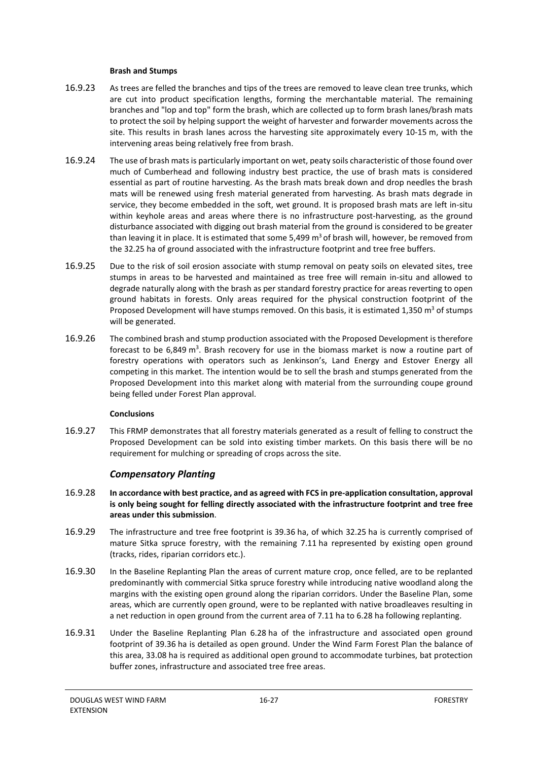**Brash and Stumps**

16.9.23 As trees are felled the branches and tips of the trees are removed to leave clean tree trunks, which are cut into product specification lengths, forming the merchantable material. The remaining branches and "lop and top" form the brash, which are collected up to form brash lanes/brash mats to protect the soil by helping support the weight of harvester and forwarder movements across the site. This results in brash lanes across the harvesting site approximately every 10-15 m, with the intervening areas being relatively free from brash.

16.9.24 The use of brash mats is particularly important on wet, peaty soils characteristic of those found over much of Cumberhead and following industry best practice, the use of brash mats is considered essential as part of routine harvesting. As the brash mats break down and drop needles the brash mats will be renewed using fresh material generated from harvesting. As brash mats degrade in service, they become embedded in the soft, wet ground. It is proposed brash mats are left in-situ within keyhole areas and areas where there is no infrastructure post-harvesting, as the ground disturbance associated with digging out brash material from the ground is considered to be greater than leaving it in place. It is estimated that some 5,499 m$^3$ of brash will, however, be removed from the 32.25 ha of ground associated with the infrastructure footprint and tree free buffers.

16.9.25 Due to the risk of soil erosion associate with stump removal on peaty soils on elevated sites, tree stumps in areas to be harvested and maintained as tree free will remain in-situ and allowed to degrade naturally along with the brash as per standard forestry practice for areas reverting to open ground habitats in forests. Only areas required for the physical construction footprint of the Proposed Development will have stumps removed. On this basis, it is estimated 1,350 m$^3$ of stumps will be generated.

16.9.26 The combined brash and stump production associated with the Proposed Development is therefore forecast to be 6,849 m$^3$. Brash recovery for use in the biomass market is now a routine part of forestry operations with operators such as Jenkinson's, Land Energy and Estover Energy all competing in this market. The intention would be to sell the brash and stumps generated from the Proposed Development into this market along with material from the surrounding coupe ground being felled under Forest Plan approval.

**Conclusions**

16.9.27 This FRMP demonstrates that all forestry materials generated as a result of felling to construct the Proposed Development can be sold into existing timber markets. On this basis there will be no requirement for mulching or spreading of crops across the site.

### *Compensatory Planting*

16.9.28 **In accordance with best practice, and as agreed with FCS in pre-application consultation, approval is only being sought for felling directly associated with the infrastructure footprint and tree free areas under this submission**.

16.9.29 The infrastructure and tree free footprint is 39.36 ha, of which 32.25 ha is currently comprised of mature Sitka spruce forestry, with the remaining 7.11 ha represented by existing open ground (tracks, rides, riparian corridors etc.).

16.9.30 In the Baseline Replanting Plan the areas of current mature crop, once felled, are to be replanted predominantly with commercial Sitka spruce forestry while introducing native woodland along the margins with the existing open ground along the riparian corridors. Under the Baseline Plan, some areas, which are currently open ground, were to be replanted with native broadleaves resulting in a net reduction in open ground from the current area of 7.11 ha to 6.28 ha following replanting.

16.9.31 Under the Baseline Replanting Plan 6.28 ha of the infrastructure and associated open ground footprint of 39.36 ha is detailed as open ground. Under the Wind Farm Forest Plan the balance of this area, 33.08 ha is required as additional open ground to accommodate turbines, bat protection buffer zones, infrastructure and associated tree free areas.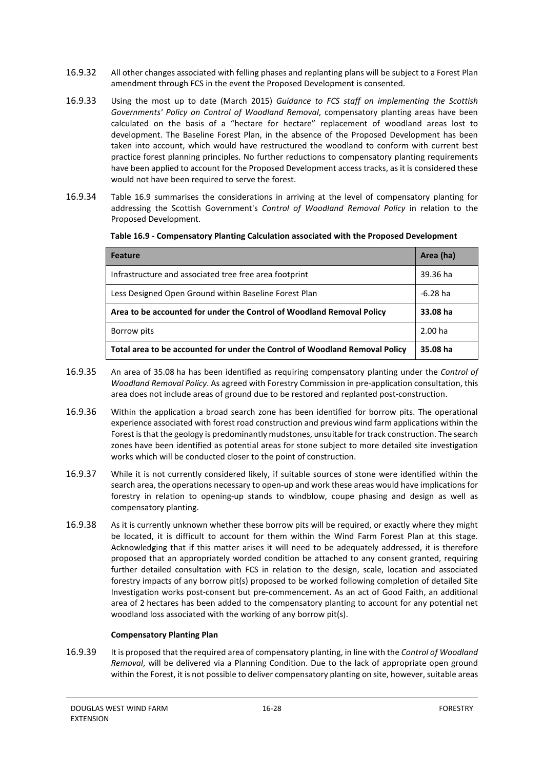16.9.32 All other changes associated with felling phases and replanting plans will be subject to a Forest Plan amendment through FCS in the event the Proposed Development is consented.

16.9.33 Using the most up to date (March 2015) *Guidance to FCS staff on implementing the Scottish Governments' Policy on Control of Woodland Removal*, compensatory planting areas have been calculated on the basis of a "hectare for hectare" replacement of woodland areas lost to development. The Baseline Forest Plan, in the absence of the Proposed Development has been taken into account, which would have restructured the woodland to conform with current best practice forest planning principles. No further reductions to compensatory planting requirements have been applied to account for the Proposed Development access tracks, as it is considered these would not have been required to serve the forest.

16.9.34 Table 16.9 summarises the considerations in arriving at the level of compensatory planting for addressing the Scottish Government's *Control of Woodland Removal Policy* in relation to the Proposed Development.

**Table 16.9 - Compensatory Planting Calculation associated with the Proposed Development**

| Feature | Area (ha) |
|---|---|
| Infrastructure and associated tree free area footprint | 39.36 ha |
| Less Designed Open Ground within Baseline Forest Plan | -6.28 ha |
| **Area to be accounted for under the Control of Woodland Removal Policy** | **33.08 ha** |
| Borrow pits | 2.00 ha |
| **Total area to be accounted for under the Control of Woodland Removal Policy** | **35.08 ha** |

16.9.35 An area of 35.08 ha has been identified as requiring compensatory planting under the *Control of Woodland Removal Policy*. As agreed with Forestry Commission in pre-application consultation, this area does not include areas of ground due to be restored and replanted post-construction.

16.9.36 Within the application a broad search zone has been identified for borrow pits. The operational experience associated with forest road construction and previous wind farm applications within the Forest is that the geology is predominantly mudstones, unsuitable for track construction. The search zones have been identified as potential areas for stone subject to more detailed site investigation works which will be conducted closer to the point of construction.

16.9.37 While it is not currently considered likely, if suitable sources of stone were identified within the search area, the operations necessary to open-up and work these areas would have implications for forestry in relation to opening-up stands to windblow, coupe phasing and design as well as compensatory planting.

16.9.38 As it is currently unknown whether these borrow pits will be required, or exactly where they might be located, it is difficult to account for them within the Wind Farm Forest Plan at this stage. Acknowledging that if this matter arises it will need to be adequately addressed, it is therefore proposed that an appropriately worded condition be attached to any consent granted, requiring further detailed consultation with FCS in relation to the design, scale, location and associated forestry impacts of any borrow pit(s) proposed to be worked following completion of detailed Site Investigation works post-consent but pre-commencement. As an act of Good Faith, an additional area of 2 hectares has been added to the compensatory planting to account for any potential net woodland loss associated with the working of any borrow pit(s).

**Compensatory Planting Plan**

16.9.39 It is proposed that the required area of compensatory planting, in line with the *Control of Woodland Removal*, will be delivered via a Planning Condition. Due to the lack of appropriate open ground within the Forest, it is not possible to deliver compensatory planting on site, however, suitable areas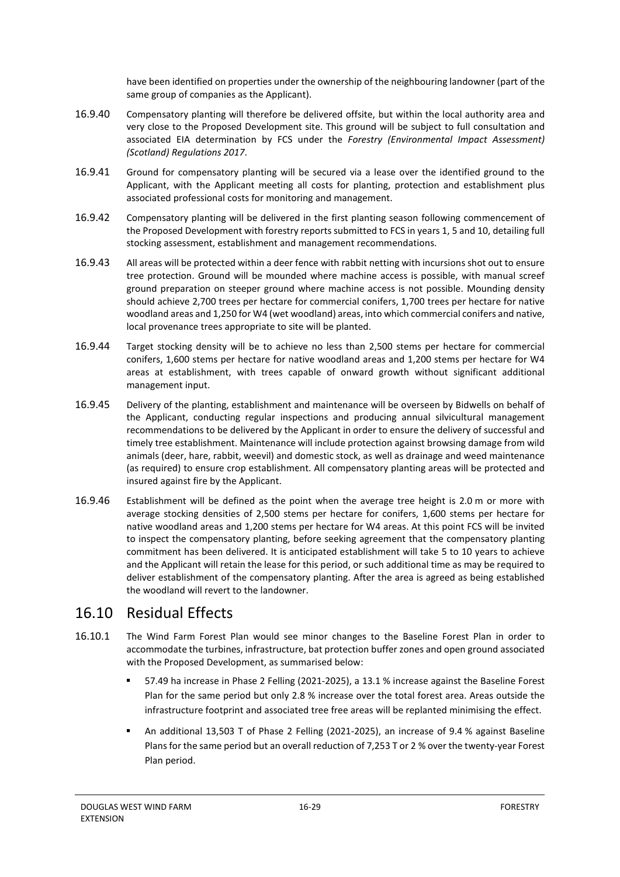have been identified on properties under the ownership of the neighbouring landowner (part of the same group of companies as the Applicant).

16.9.40 Compensatory planting will therefore be delivered offsite, but within the local authority area and very close to the Proposed Development site. This ground will be subject to full consultation and associated EIA determination by FCS under the *Forestry (Environmental Impact Assessment) (Scotland) Regulations 2017*.

16.9.41 Ground for compensatory planting will be secured via a lease over the identified ground to the Applicant, with the Applicant meeting all costs for planting, protection and establishment plus associated professional costs for monitoring and management.

16.9.42 Compensatory planting will be delivered in the first planting season following commencement of the Proposed Development with forestry reports submitted to FCS in years 1, 5 and 10, detailing full stocking assessment, establishment and management recommendations.

16.9.43 All areas will be protected within a deer fence with rabbit netting with incursions shot out to ensure tree protection. Ground will be mounded where machine access is possible, with manual screef ground preparation on steeper ground where machine access is not possible. Mounding density should achieve 2,700 trees per hectare for commercial conifers, 1,700 trees per hectare for native woodland areas and 1,250 for W4 (wet woodland) areas, into which commercial conifers and native, local provenance trees appropriate to site will be planted.

16.9.44 Target stocking density will be to achieve no less than 2,500 stems per hectare for commercial conifers, 1,600 stems per hectare for native woodland areas and 1,200 stems per hectare for W4 areas at establishment, with trees capable of onward growth without significant additional management input.

16.9.45 Delivery of the planting, establishment and maintenance will be overseen by Bidwells on behalf of the Applicant, conducting regular inspections and producing annual silvicultural management recommendations to be delivered by the Applicant in order to ensure the delivery of successful and timely tree establishment. Maintenance will include protection against browsing damage from wild animals (deer, hare, rabbit, weevil) and domestic stock, as well as drainage and weed maintenance (as required) to ensure crop establishment. All compensatory planting areas will be protected and insured against fire by the Applicant.

16.9.46 Establishment will be defined as the point when the average tree height is 2.0 m or more with average stocking densities of 2,500 stems per hectare for conifers, 1,600 stems per hectare for native woodland areas and 1,200 stems per hectare for W4 areas. At this point FCS will be invited to inspect the compensatory planting, before seeking agreement that the compensatory planting commitment has been delivered. It is anticipated establishment will take 5 to 10 years to achieve and the Applicant will retain the lease for this period, or such additional time as may be required to deliver establishment of the compensatory planting. After the area is agreed as being established the woodland will revert to the landowner.

## 16.10 Residual Effects

16.10.1 The Wind Farm Forest Plan would see minor changes to the Baseline Forest Plan in order to accommodate the turbines, infrastructure, bat protection buffer zones and open ground associated with the Proposed Development, as summarised below:

- 57.49 ha increase in Phase 2 Felling (2021-2025), a 13.1 % increase against the Baseline Forest Plan for the same period but only 2.8 % increase over the total forest area. Areas outside the infrastructure footprint and associated tree free areas will be replanted minimising the effect.
- An additional 13,503 T of Phase 2 Felling (2021-2025), an increase of 9.4 % against Baseline Plans for the same period but an overall reduction of 7,253 T or 2 % over the twenty-year Forest Plan period.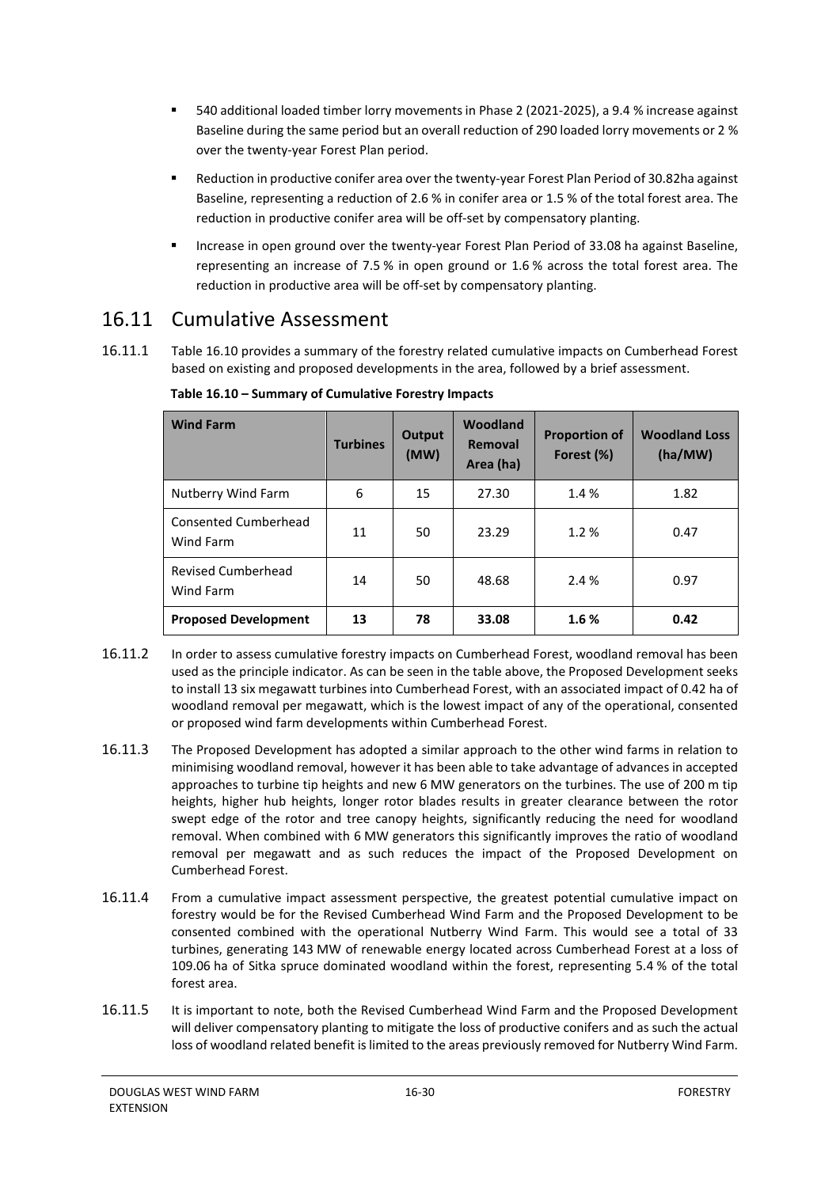- 540 additional loaded timber lorry movements in Phase 2 (2021-2025), a 9.4 % increase against Baseline during the same period but an overall reduction of 290 loaded lorry movements or 2 % over the twenty-year Forest Plan period.
- Reduction in productive conifer area over the twenty-year Forest Plan Period of 30.82ha against Baseline, representing a reduction of 2.6 % in conifer area or 1.5 % of the total forest area. The reduction in productive conifer area will be off-set by compensatory planting.
- Increase in open ground over the twenty-year Forest Plan Period of 33.08 ha against Baseline, representing an increase of 7.5 % in open ground or 1.6 % across the total forest area. The reduction in productive area will be off-set by compensatory planting.

## 16.11 Cumulative Assessment

16.11.1 Table 16.10 provides a summary of the forestry related cumulative impacts on Cumberhead Forest based on existing and proposed developments in the area, followed by a brief assessment.

**Table 16.10 – Summary of Cumulative Forestry Impacts**

| Wind Farm | Turbines | Output (MW) | Woodland Removal Area (ha) | Proportion of Forest (%) | Woodland Loss (ha/MW) |
|---|---|---|---|---|---|
| Nutberry Wind Farm | 6 | 15 | 27.30 | 1.4 % | 1.82 |
| Consented Cumberhead Wind Farm | 11 | 50 | 23.29 | 1.2 % | 0.47 |
| Revised Cumberhead Wind Farm | 14 | 50 | 48.68 | 2.4 % | 0.97 |
| **Proposed Development** | **13** | **78** | **33.08** | **1.6 %** | **0.42** |

16.11.2 In order to assess cumulative forestry impacts on Cumberhead Forest, woodland removal has been used as the principle indicator. As can be seen in the table above, the Proposed Development seeks to install 13 six megawatt turbines into Cumberhead Forest, with an associated impact of 0.42 ha of woodland removal per megawatt, which is the lowest impact of any of the operational, consented or proposed wind farm developments within Cumberhead Forest.

16.11.3 The Proposed Development has adopted a similar approach to the other wind farms in relation to minimising woodland removal, however it has been able to take advantage of advances in accepted approaches to turbine tip heights and new 6 MW generators on the turbines. The use of 200 m tip heights, higher hub heights, longer rotor blades results in greater clearance between the rotor swept edge of the rotor and tree canopy heights, significantly reducing the need for woodland removal. When combined with 6 MW generators this significantly improves the ratio of woodland removal per megawatt and as such reduces the impact of the Proposed Development on Cumberhead Forest.

16.11.4 From a cumulative impact assessment perspective, the greatest potential cumulative impact on forestry would be for the Revised Cumberhead Wind Farm and the Proposed Development to be consented combined with the operational Nutberry Wind Farm. This would see a total of 33 turbines, generating 143 MW of renewable energy located across Cumberhead Forest at a loss of 109.06 ha of Sitka spruce dominated woodland within the forest, representing 5.4 % of the total forest area.

16.11.5 It is important to note, both the Revised Cumberhead Wind Farm and the Proposed Development will deliver compensatory planting to mitigate the loss of productive conifers and as such the actual loss of woodland related benefit is limited to the areas previously removed for Nutberry Wind Farm.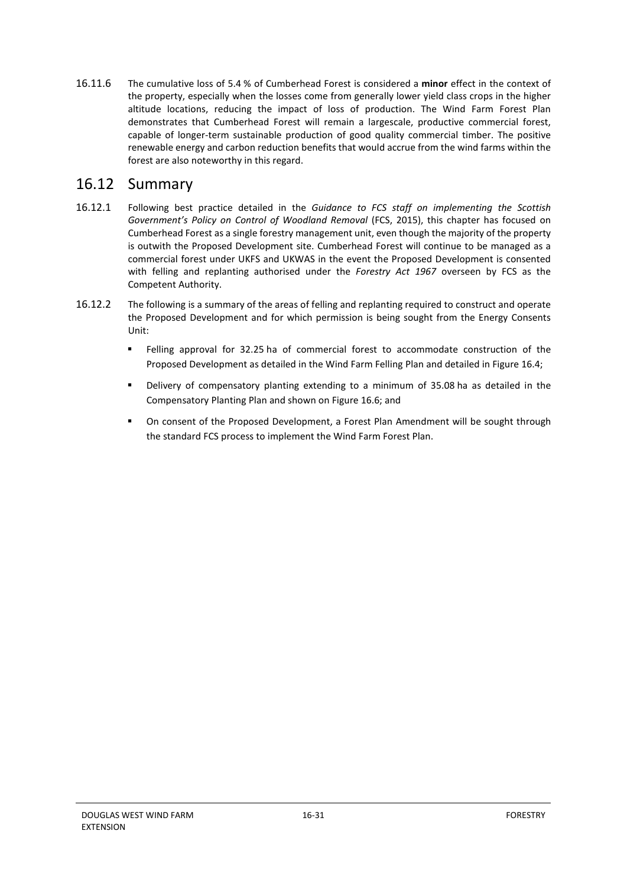16.11.6 The cumulative loss of 5.4 % of Cumberhead Forest is considered a **minor** effect in the context of the property, especially when the losses come from generally lower yield class crops in the higher altitude locations, reducing the impact of loss of production. The Wind Farm Forest Plan demonstrates that Cumberhead Forest will remain a largescale, productive commercial forest, capable of longer-term sustainable production of good quality commercial timber. The positive renewable energy and carbon reduction benefits that would accrue from the wind farms within the forest are also noteworthy in this regard.

## 16.12 Summary

16.12.1 Following best practice detailed in the *Guidance to FCS staff on implementing the Scottish Government's Policy on Control of Woodland Removal* (FCS, 2015), this chapter has focused on Cumberhead Forest as a single forestry management unit, even though the majority of the property is outwith the Proposed Development site. Cumberhead Forest will continue to be managed as a commercial forest under UKFS and UKWAS in the event the Proposed Development is consented with felling and replanting authorised under the *Forestry Act 1967* overseen by FCS as the Competent Authority.

16.12.2 The following is a summary of the areas of felling and replanting required to construct and operate the Proposed Development and for which permission is being sought from the Energy Consents Unit:

- Felling approval for 32.25 ha of commercial forest to accommodate construction of the Proposed Development as detailed in the Wind Farm Felling Plan and detailed in Figure 16.4;
- Delivery of compensatory planting extending to a minimum of 35.08 ha as detailed in the Compensatory Planting Plan and shown on Figure 16.6; and
- On consent of the Proposed Development, a Forest Plan Amendment will be sought through the standard FCS process to implement the Wind Farm Forest Plan.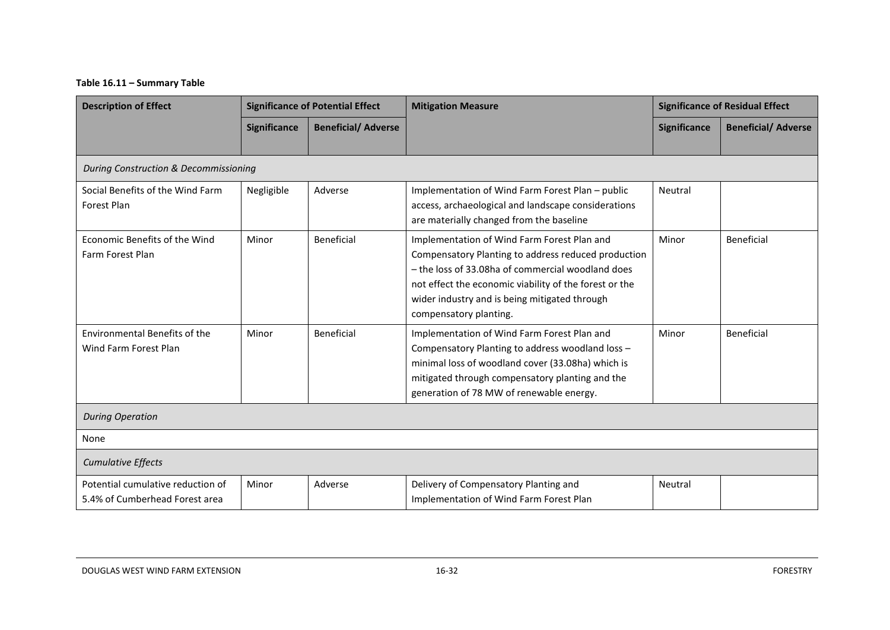**Table 16.11 – Summary Table**

| Description of Effect | Significance of Potential Effect | | Mitigation Measure | Significance of Residual Effect | |
|---|---|---|---|---|---|
| | Significance | Beneficial/ Adverse | | Significance | Beneficial/ Adverse |
| *During Construction & Decommissioning* | | | | | |
| Social Benefits of the Wind Farm Forest Plan | Negligible | Adverse | Implementation of Wind Farm Forest Plan – public access, archaeological and landscape considerations are materially changed from the baseline | Neutral | |
| Economic Benefits of the Wind Farm Forest Plan | Minor | Beneficial | Implementation of Wind Farm Forest Plan and Compensatory Planting to address reduced production – the loss of 33.08ha of commercial woodland does not effect the economic viability of the forest or the wider industry and is being mitigated through compensatory planting. | Minor | Beneficial |
| Environmental Benefits of the Wind Farm Forest Plan | Minor | Beneficial | Implementation of Wind Farm Forest Plan and Compensatory Planting to address woodland loss – minimal loss of woodland cover (33.08ha) which is mitigated through compensatory planting and the generation of 78 MW of renewable energy. | Minor | Beneficial |
| *During Operation* | | | | | |
| None | | | | | |
| *Cumulative Effects* | | | | | |
| Potential cumulative reduction of 5.4% of Cumberhead Forest area | Minor | Adverse | Delivery of Compensatory Planting and Implementation of Wind Farm Forest Plan | Neutral | |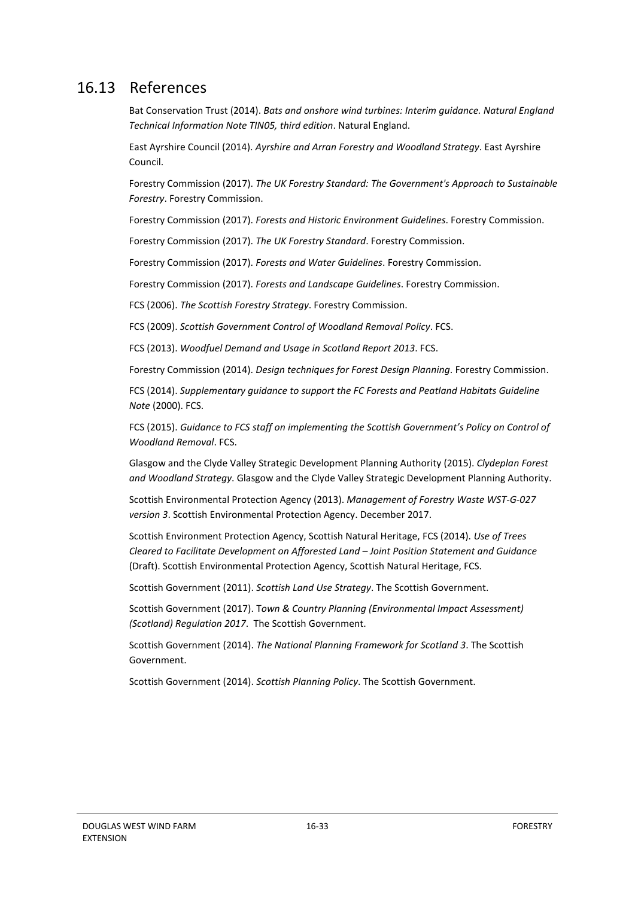## 16.13 References

Bat Conservation Trust (2014). *Bats and onshore wind turbines: Interim guidance. Natural England Technical Information Note TIN05, third edition*. Natural England.

East Ayrshire Council (2014). *Ayrshire and Arran Forestry and Woodland Strategy*. East Ayrshire Council.

Forestry Commission (2017). *The UK Forestry Standard: The Government's Approach to Sustainable Forestry*. Forestry Commission.

Forestry Commission (2017). *Forests and Historic Environment Guidelines*. Forestry Commission.

Forestry Commission (2017). *The UK Forestry Standard*. Forestry Commission.

Forestry Commission (2017). *Forests and Water Guidelines*. Forestry Commission.

Forestry Commission (2017). *Forests and Landscape Guidelines*. Forestry Commission.

FCS (2006). *The Scottish Forestry Strategy*. Forestry Commission.

FCS (2009). *Scottish Government Control of Woodland Removal Policy*. FCS.

FCS (2013). *Woodfuel Demand and Usage in Scotland Report 2013*. FCS.

Forestry Commission (2014). *Design techniques for Forest Design Planning*. Forestry Commission.

FCS (2014). *Supplementary guidance to support the FC Forests and Peatland Habitats Guideline Note* (2000). FCS.

FCS (2015). *Guidance to FCS staff on implementing the Scottish Government's Policy on Control of Woodland Removal*. FCS.

Glasgow and the Clyde Valley Strategic Development Planning Authority (2015). *Clydeplan Forest and Woodland Strategy*. Glasgow and the Clyde Valley Strategic Development Planning Authority.

Scottish Environmental Protection Agency (2013). *Management of Forestry Waste WST-G-027 version 3*. Scottish Environmental Protection Agency. December 2017.

Scottish Environment Protection Agency, Scottish Natural Heritage, FCS (2014). *Use of Trees Cleared to Facilitate Development on Afforested Land – Joint Position Statement and Guidance* (Draft). Scottish Environmental Protection Agency, Scottish Natural Heritage, FCS.

Scottish Government (2011). *Scottish Land Use Strategy*. The Scottish Government.

Scottish Government (2017). T*own & Country Planning (Environmental Impact Assessment) (Scotland) Regulation 2017*. The Scottish Government.

Scottish Government (2014). *The National Planning Framework for Scotland 3*. The Scottish Government.

Scottish Government (2014). *Scottish Planning Policy*. The Scottish Government.